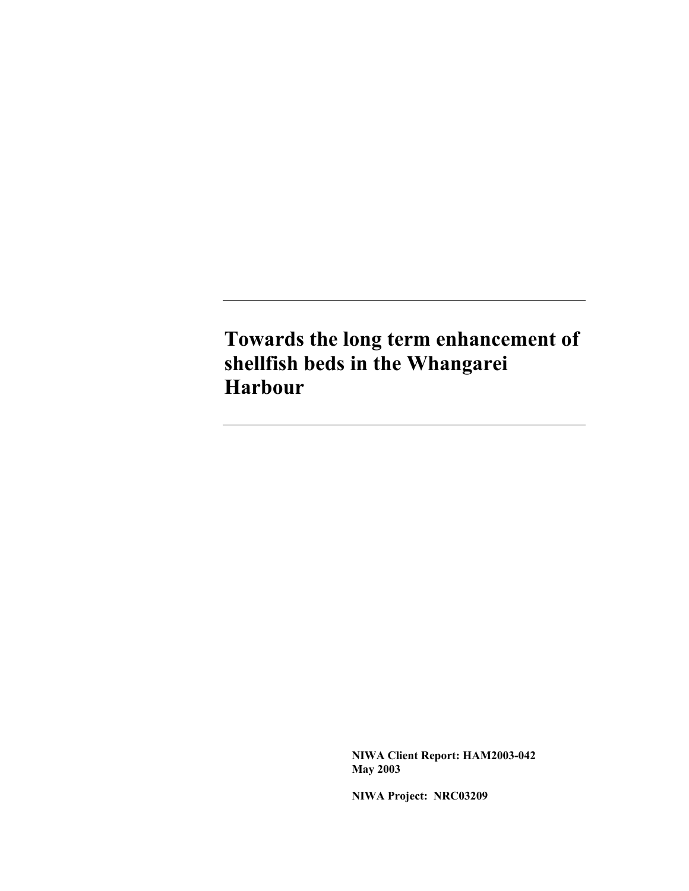# Towards the long term enhancement of shellfish beds in the Whangarei Harbour

**NIWA Client Report: HAM2003-042**
**May 2003**

**NIWA Project: NRC03209**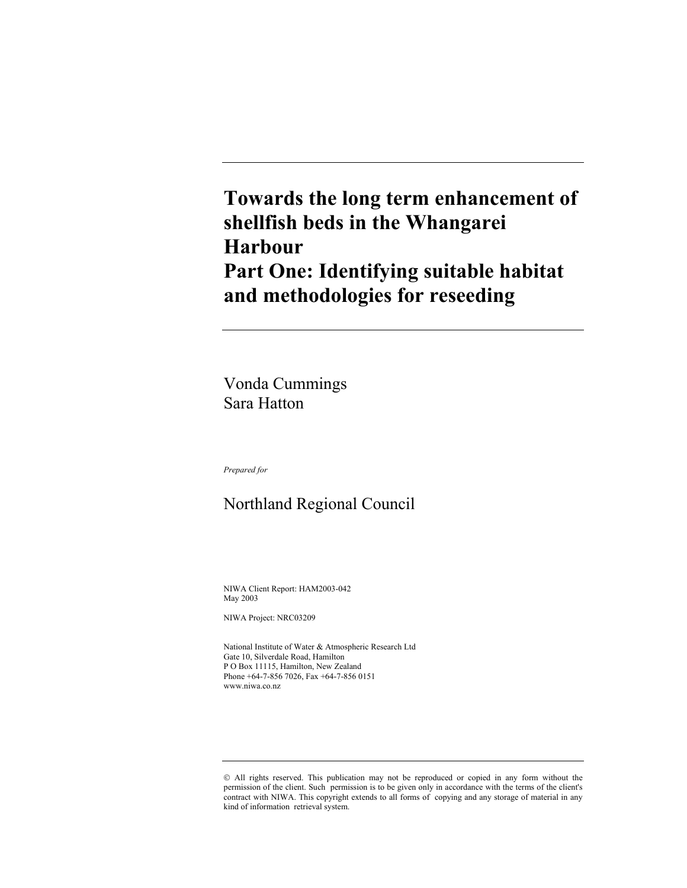# Towards the long term enhancement of shellfish beds in the Whangarei Harbour
# Part One: Identifying suitable habitat and methodologies for reseeding

Vonda Cummings
Sara Hatton

*Prepared for*

Northland Regional Council

NIWA Client Report: HAM2003-042
May 2003

NIWA Project: NRC03209

National Institute of Water & Atmospheric Research Ltd
Gate 10, Silverdale Road, Hamilton
P O Box 11115, Hamilton, New Zealand
Phone +64-7-856 7026, Fax +64-7-856 0151
www.niwa.co.nz

© All rights reserved. This publication may not be reproduced or copied in any form without the permission of the client. Such permission is to be given only in accordance with the terms of the client's contract with NIWA. This copyright extends to all forms of copying and any storage of material in any kind of information retrieval system.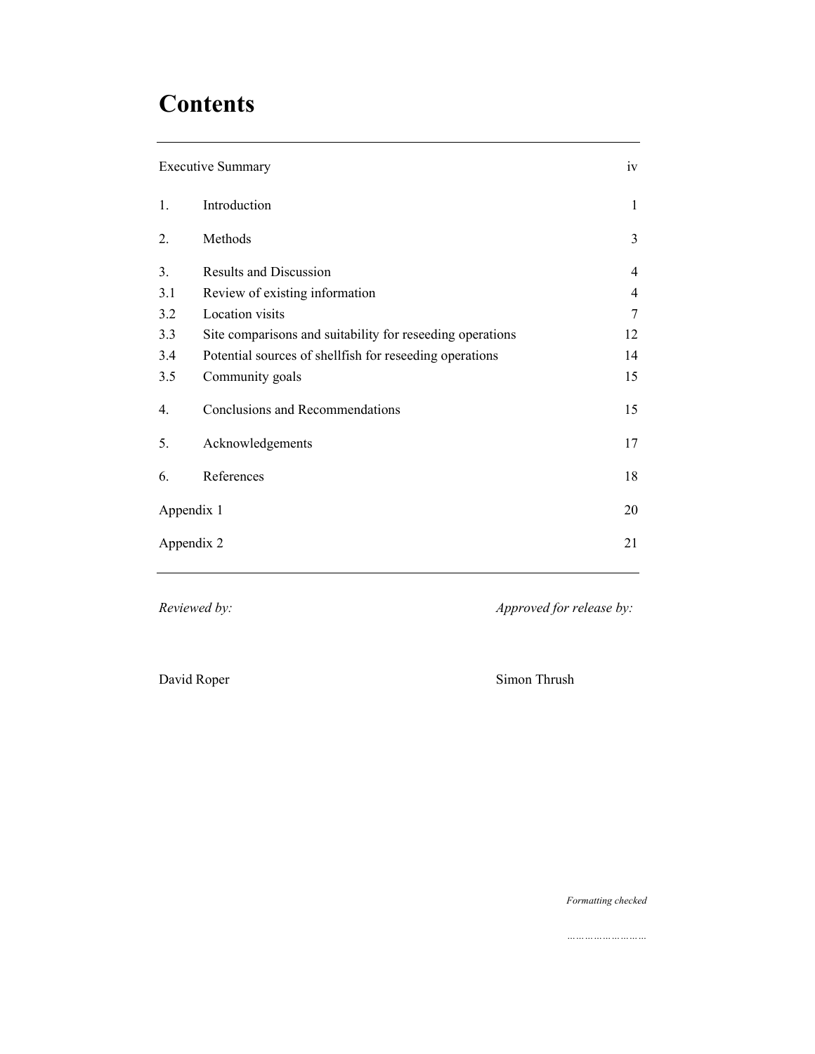# Contents

| | | |
|---|---|---|
| Executive Summary | | iv |
| 1. | Introduction | 1 |
| 2. | Methods | 3 |
| 3. | Results and Discussion | 4 |
| 3.1 | Review of existing information | 4 |
| 3.2 | Location visits | 7 |
| 3.3 | Site comparisons and suitability for reseeding operations | 12 |
| 3.4 | Potential sources of shellfish for reseeding operations | 14 |
| 3.5 | Community goals | 15 |
| 4. | Conclusions and Recommendations | 15 |
| 5. | Acknowledgements | 17 |
| 6. | References | 18 |
| Appendix 1 | | 20 |
| Appendix 2 | | 21 |

*Reviewed by:*

David Roper

*Approved for release by:*

Simon Thrush

*Formatting checked*

*……………………*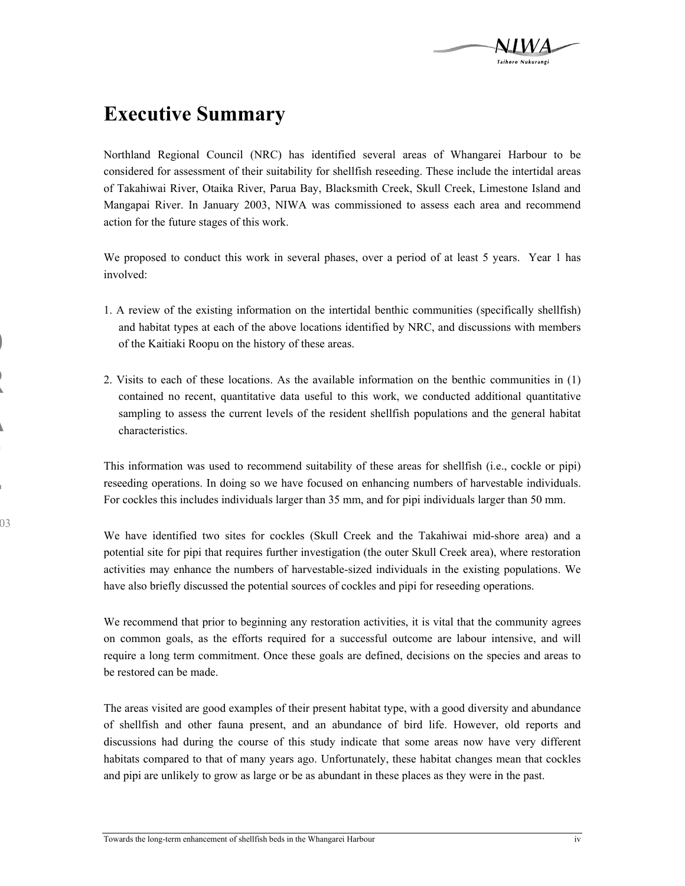# Executive Summary

Northland Regional Council (NRC) has identified several areas of Whangarei Harbour to be considered for assessment of their suitability for shellfish reseeding. These include the intertidal areas of Takahiwai River, Otaika River, Parua Bay, Blacksmith Creek, Skull Creek, Limestone Island and Mangapai River. In January 2003, NIWA was commissioned to assess each area and recommend action for the future stages of this work.

We proposed to conduct this work in several phases, over a period of at least 5 years. Year 1 has involved:

1. A review of the existing information on the intertidal benthic communities (specifically shellfish) and habitat types at each of the above locations identified by NRC, and discussions with members of the Kaitiaki Roopu on the history of these areas.

2. Visits to each of these locations. As the available information on the benthic communities in (1) contained no recent, quantitative data useful to this work, we conducted additional quantitative sampling to assess the current levels of the resident shellfish populations and the general habitat characteristics.

This information was used to recommend suitability of these areas for shellfish (i.e., cockle or pipi) reseeding operations. In doing so we have focused on enhancing numbers of harvestable individuals. For cockles this includes individuals larger than 35 mm, and for pipi individuals larger than 50 mm.

We have identified two sites for cockles (Skull Creek and the Takahiwai mid-shore area) and a potential site for pipi that requires further investigation (the outer Skull Creek area), where restoration activities may enhance the numbers of harvestable-sized individuals in the existing populations. We have also briefly discussed the potential sources of cockles and pipi for reseeding operations.

We recommend that prior to beginning any restoration activities, it is vital that the community agrees on common goals, as the efforts required for a successful outcome are labour intensive, and will require a long term commitment. Once these goals are defined, decisions on the species and areas to be restored can be made.

The areas visited are good examples of their present habitat type, with a good diversity and abundance of shellfish and other fauna present, and an abundance of bird life. However, old reports and discussions had during the course of this study indicate that some areas now have very different habitats compared to that of many years ago. Unfortunately, these habitat changes mean that cockles and pipi are unlikely to grow as large or be as abundant in these places as they were in the past.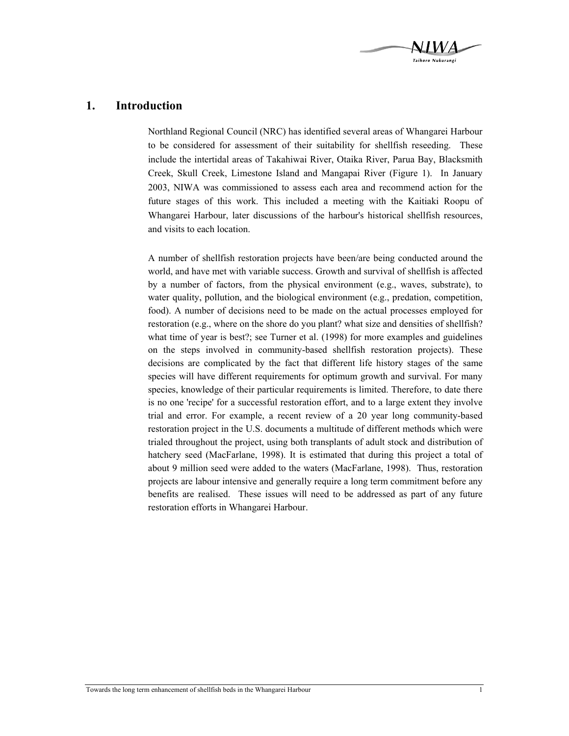# 1. Introduction

Northland Regional Council (NRC) has identified several areas of Whangarei Harbour to be considered for assessment of their suitability for shellfish reseeding. These include the intertidal areas of Takahiwai River, Otaika River, Parua Bay, Blacksmith Creek, Skull Creek, Limestone Island and Mangapai River (Figure 1). In January 2003, NIWA was commissioned to assess each area and recommend action for the future stages of this work. This included a meeting with the Kaitiaki Roopu of Whangarei Harbour, later discussions of the harbour's historical shellfish resources, and visits to each location.

A number of shellfish restoration projects have been/are being conducted around the world, and have met with variable success. Growth and survival of shellfish is affected by a number of factors, from the physical environment (e.g., waves, substrate), to water quality, pollution, and the biological environment (e.g., predation, competition, food). A number of decisions need to be made on the actual processes employed for restoration (e.g., where on the shore do you plant? what size and densities of shellfish? what time of year is best?; see Turner et al. (1998) for more examples and guidelines on the steps involved in community-based shellfish restoration projects). These decisions are complicated by the fact that different life history stages of the same species will have different requirements for optimum growth and survival. For many species, knowledge of their particular requirements is limited. Therefore, to date there is no one 'recipe' for a successful restoration effort, and to a large extent they involve trial and error. For example, a recent review of a 20 year long community-based restoration project in the U.S. documents a multitude of different methods which were trialed throughout the project, using both transplants of adult stock and distribution of hatchery seed (MacFarlane, 1998). It is estimated that during this project a total of about 9 million seed were added to the waters (MacFarlane, 1998). Thus, restoration projects are labour intensive and generally require a long term commitment before any benefits are realised. These issues will need to be addressed as part of any future restoration efforts in Whangarei Harbour.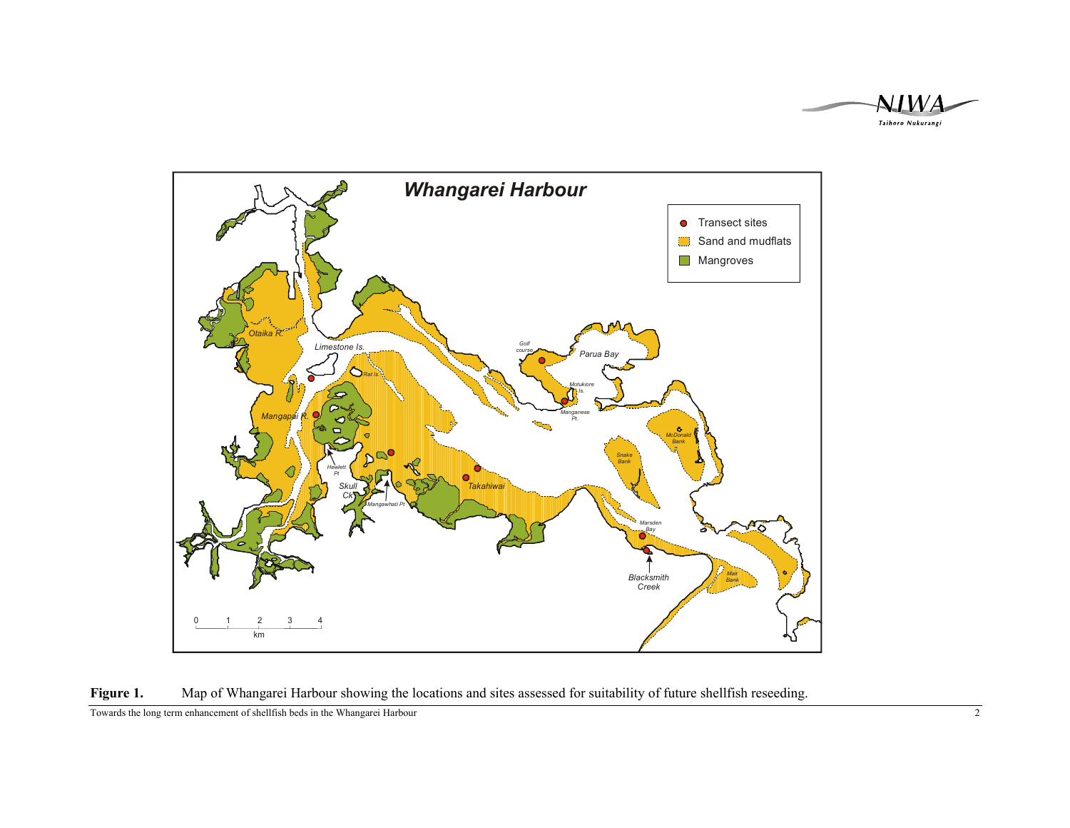**Figure 1.** Map of Whangarei Harbour showing the locations and sites assessed for suitability of future shellfish reseeding.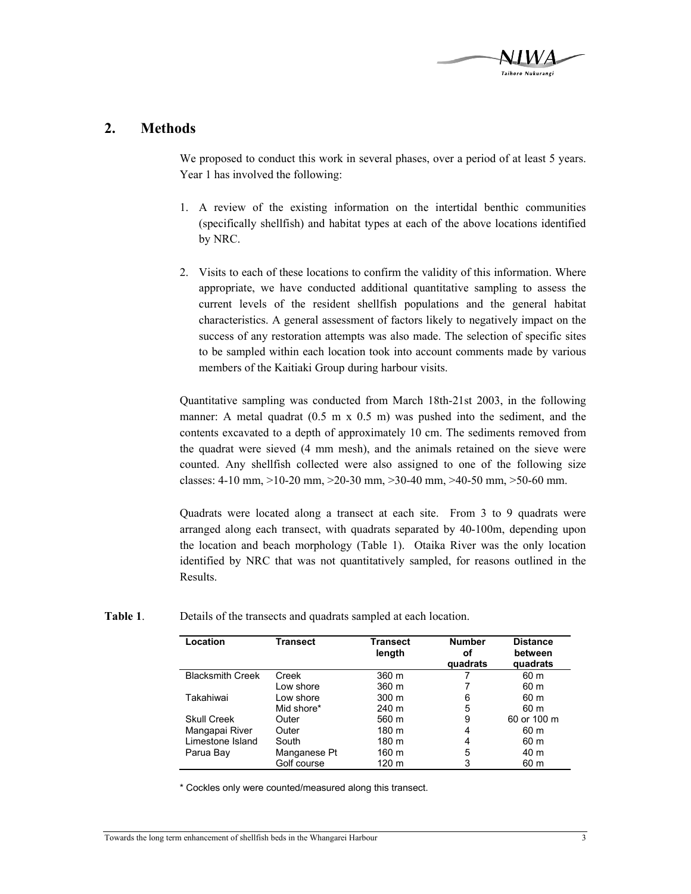## 2. Methods

We proposed to conduct this work in several phases, over a period of at least 5 years. Year 1 has involved the following:

1. A review of the existing information on the intertidal benthic communities (specifically shellfish) and habitat types at each of the above locations identified by NRC.

2. Visits to each of these locations to confirm the validity of this information. Where appropriate, we have conducted additional quantitative sampling to assess the current levels of the resident shellfish populations and the general habitat characteristics. A general assessment of factors likely to negatively impact on the success of any restoration attempts was also made. The selection of specific sites to be sampled within each location took into account comments made by various members of the Kaitiaki Group during harbour visits.

Quantitative sampling was conducted from March 18th-21st 2003, in the following manner: A metal quadrat (0.5 m x 0.5 m) was pushed into the sediment, and the contents excavated to a depth of approximately 10 cm. The sediments removed from the quadrat were sieved (4 mm mesh), and the animals retained on the sieve were counted. Any shellfish collected were also assigned to one of the following size classes: 4-10 mm, >10-20 mm, >20-30 mm, >30-40 mm, >40-50 mm, >50-60 mm.

Quadrats were located along a transect at each site. From 3 to 9 quadrats were arranged along each transect, with quadrats separated by 40-100m, depending upon the location and beach morphology (Table 1). Otaika River was the only location identified by NRC that was not quantitatively sampled, for reasons outlined in the Results.

**Table 1**. Details of the transects and quadrats sampled at each location.

| Location | Transect | Transect length | Number of quadrats | Distance between quadrats |
|---|---|---|---|---|
| Blacksmith Creek | Creek | 360 m | 7 | 60 m |
| | Low shore | 360 m | 7 | 60 m |
| Takahiwai | Low shore | 300 m | 6 | 60 m |
| | Mid shore* | 240 m | 5 | 60 m |
| Skull Creek | Outer | 560 m | 9 | 60 or 100 m |
| Mangapai River | Outer | 180 m | 4 | 60 m |
| Limestone Island | South | 180 m | 4 | 60 m |
| Parua Bay | Manganese Pt | 160 m | 5 | 40 m |
| | Golf course | 120 m | 3 | 60 m |

\* Cockles only were counted/measured along this transect.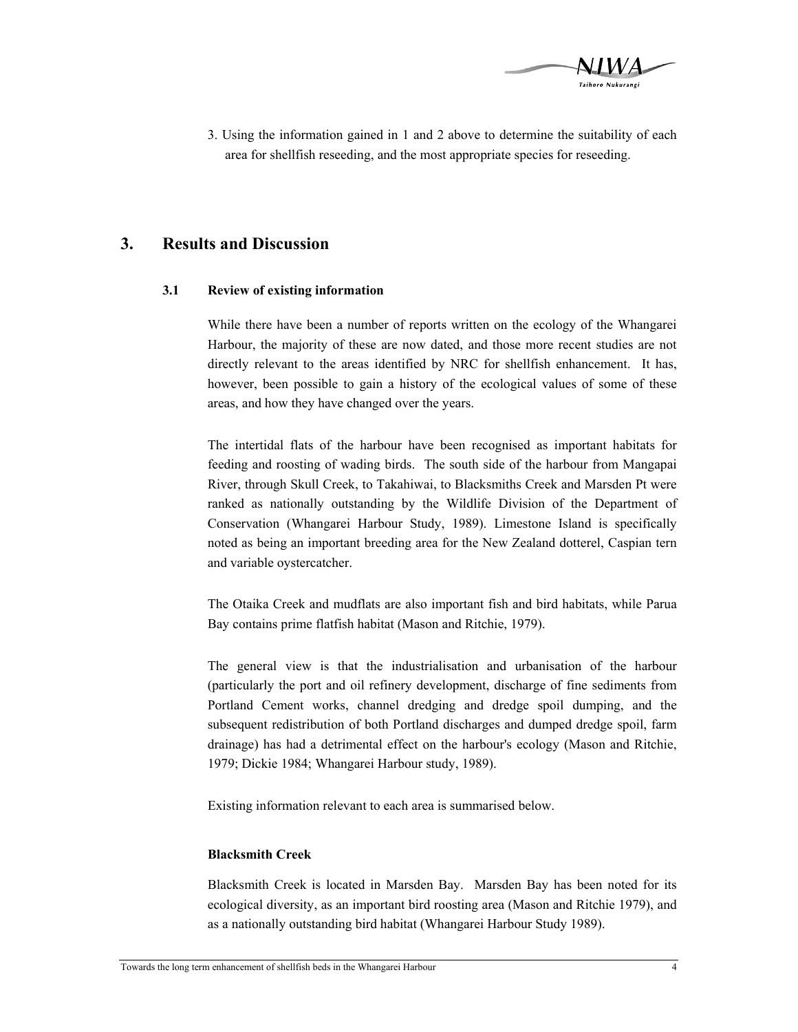3. Using the information gained in 1 and 2 above to determine the suitability of each area for shellfish reseeding, and the most appropriate species for reseeding.

## 3. Results and Discussion

### 3.1 Review of existing information

While there have been a number of reports written on the ecology of the Whangarei Harbour, the majority of these are now dated, and those more recent studies are not directly relevant to the areas identified by NRC for shellfish enhancement. It has, however, been possible to gain a history of the ecological values of some of these areas, and how they have changed over the years.

The intertidal flats of the harbour have been recognised as important habitats for feeding and roosting of wading birds. The south side of the harbour from Mangapai River, through Skull Creek, to Takahiwai, to Blacksmiths Creek and Marsden Pt were ranked as nationally outstanding by the Wildlife Division of the Department of Conservation (Whangarei Harbour Study, 1989). Limestone Island is specifically noted as being an important breeding area for the New Zealand dotterel, Caspian tern and variable oystercatcher.

The Otaika Creek and mudflats are also important fish and bird habitats, while Parua Bay contains prime flatfish habitat (Mason and Ritchie, 1979).

The general view is that the industrialisation and urbanisation of the harbour (particularly the port and oil refinery development, discharge of fine sediments from Portland Cement works, channel dredging and dredge spoil dumping, and the subsequent redistribution of both Portland discharges and dumped dredge spoil, farm drainage) has had a detrimental effect on the harbour's ecology (Mason and Ritchie, 1979; Dickie 1984; Whangarei Harbour study, 1989).

Existing information relevant to each area is summarised below.

**Blacksmith Creek**

Blacksmith Creek is located in Marsden Bay. Marsden Bay has been noted for its ecological diversity, as an important bird roosting area (Mason and Ritchie 1979), and as a nationally outstanding bird habitat (Whangarei Harbour Study 1989).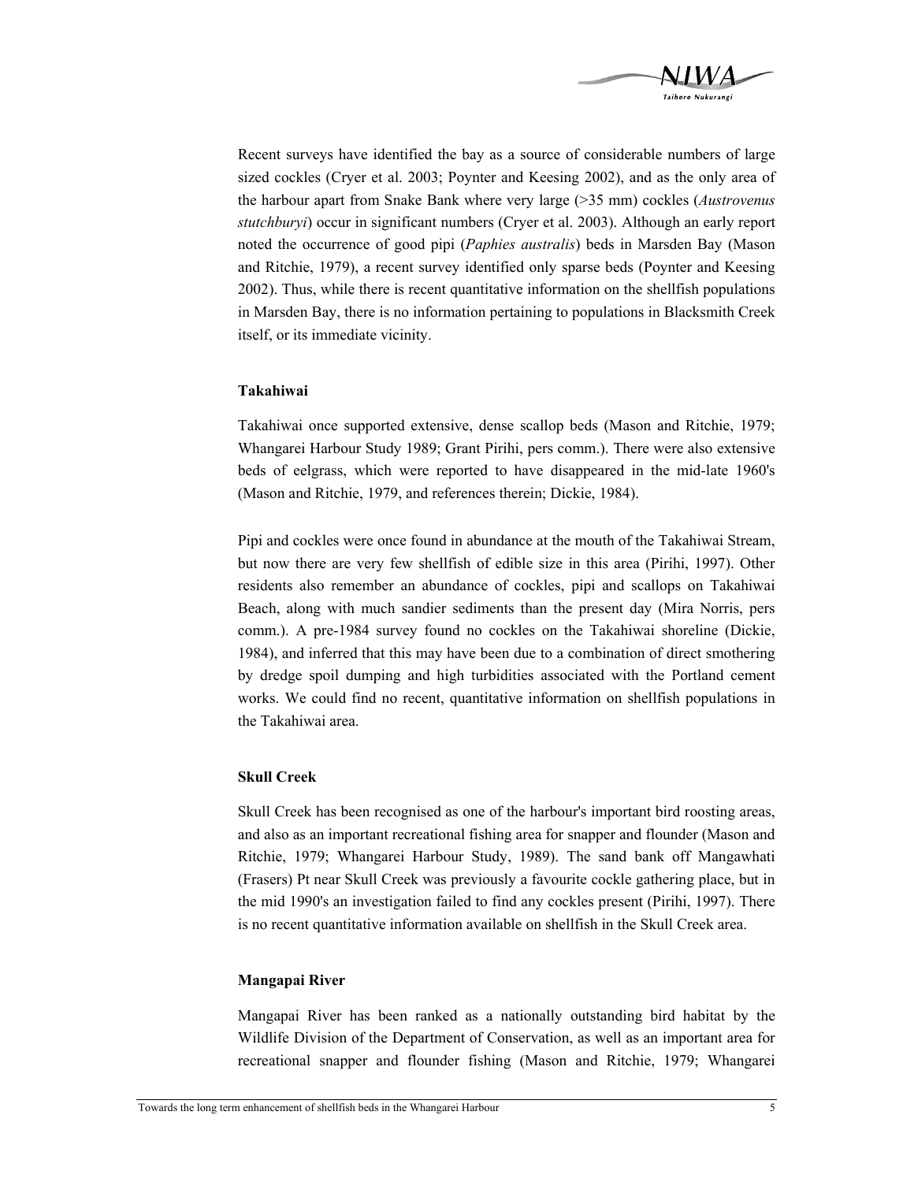Recent surveys have identified the bay as a source of considerable numbers of large sized cockles (Cryer et al. 2003; Poynter and Keesing 2002), and as the only area of the harbour apart from Snake Bank where very large (>35 mm) cockles (*Austrovenus stutchburyi*) occur in significant numbers (Cryer et al. 2003). Although an early report noted the occurrence of good pipi (*Paphies australis*) beds in Marsden Bay (Mason and Ritchie, 1979), a recent survey identified only sparse beds (Poynter and Keesing 2002). Thus, while there is recent quantitative information on the shellfish populations in Marsden Bay, there is no information pertaining to populations in Blacksmith Creek itself, or its immediate vicinity.

**Takahiwai**

Takahiwai once supported extensive, dense scallop beds (Mason and Ritchie, 1979; Whangarei Harbour Study 1989; Grant Pirihi, pers comm.). There were also extensive beds of eelgrass, which were reported to have disappeared in the mid-late 1960's (Mason and Ritchie, 1979, and references therein; Dickie, 1984).

Pipi and cockles were once found in abundance at the mouth of the Takahiwai Stream, but now there are very few shellfish of edible size in this area (Pirihi, 1997). Other residents also remember an abundance of cockles, pipi and scallops on Takahiwai Beach, along with much sandier sediments than the present day (Mira Norris, pers comm.). A pre-1984 survey found no cockles on the Takahiwai shoreline (Dickie, 1984), and inferred that this may have been due to a combination of direct smothering by dredge spoil dumping and high turbidities associated with the Portland cement works. We could find no recent, quantitative information on shellfish populations in the Takahiwai area.

**Skull Creek**

Skull Creek has been recognised as one of the harbour's important bird roosting areas, and also as an important recreational fishing area for snapper and flounder (Mason and Ritchie, 1979; Whangarei Harbour Study, 1989). The sand bank off Mangawhati (Frasers) Pt near Skull Creek was previously a favourite cockle gathering place, but in the mid 1990's an investigation failed to find any cockles present (Pirihi, 1997). There is no recent quantitative information available on shellfish in the Skull Creek area.

**Mangapai River**

Mangapai River has been ranked as a nationally outstanding bird habitat by the Wildlife Division of the Department of Conservation, as well as an important area for recreational snapper and flounder fishing (Mason and Ritchie, 1979; Whangarei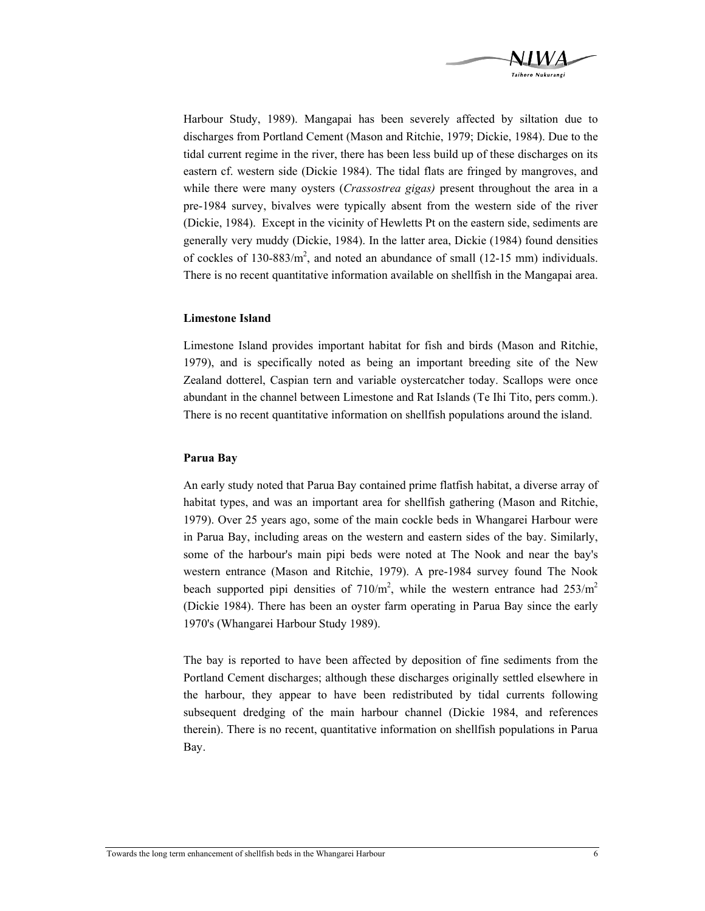Harbour Study, 1989). Mangapai has been severely affected by siltation due to discharges from Portland Cement (Mason and Ritchie, 1979; Dickie, 1984). Due to the tidal current regime in the river, there has been less build up of these discharges on its eastern cf. western side (Dickie 1984). The tidal flats are fringed by mangroves, and while there were many oysters (*Crassostrea gigas)* present throughout the area in a pre-1984 survey, bivalves were typically absent from the western side of the river (Dickie, 1984). Except in the vicinity of Hewletts Pt on the eastern side, sediments are generally very muddy (Dickie, 1984). In the latter area, Dickie (1984) found densities of cockles of 130-883/$m^2$, and noted an abundance of small (12-15 mm) individuals. There is no recent quantitative information available on shellfish in the Mangapai area.

**Limestone Island**

Limestone Island provides important habitat for fish and birds (Mason and Ritchie, 1979), and is specifically noted as being an important breeding site of the New Zealand dotterel, Caspian tern and variable oystercatcher today. Scallops were once abundant in the channel between Limestone and Rat Islands (Te Ihi Tito, pers comm.). There is no recent quantitative information on shellfish populations around the island.

**Parua Bay**

An early study noted that Parua Bay contained prime flatfish habitat, a diverse array of habitat types, and was an important area for shellfish gathering (Mason and Ritchie, 1979). Over 25 years ago, some of the main cockle beds in Whangarei Harbour were in Parua Bay, including areas on the western and eastern sides of the bay. Similarly, some of the harbour's main pipi beds were noted at The Nook and near the bay's western entrance (Mason and Ritchie, 1979). A pre-1984 survey found The Nook beach supported pipi densities of 710/$m^2$, while the western entrance had 253/$m^2$ (Dickie 1984). There has been an oyster farm operating in Parua Bay since the early 1970's (Whangarei Harbour Study 1989).

The bay is reported to have been affected by deposition of fine sediments from the Portland Cement discharges; although these discharges originally settled elsewhere in the harbour, they appear to have been redistributed by tidal currents following subsequent dredging of the main harbour channel (Dickie 1984, and references therein). There is no recent, quantitative information on shellfish populations in Parua Bay.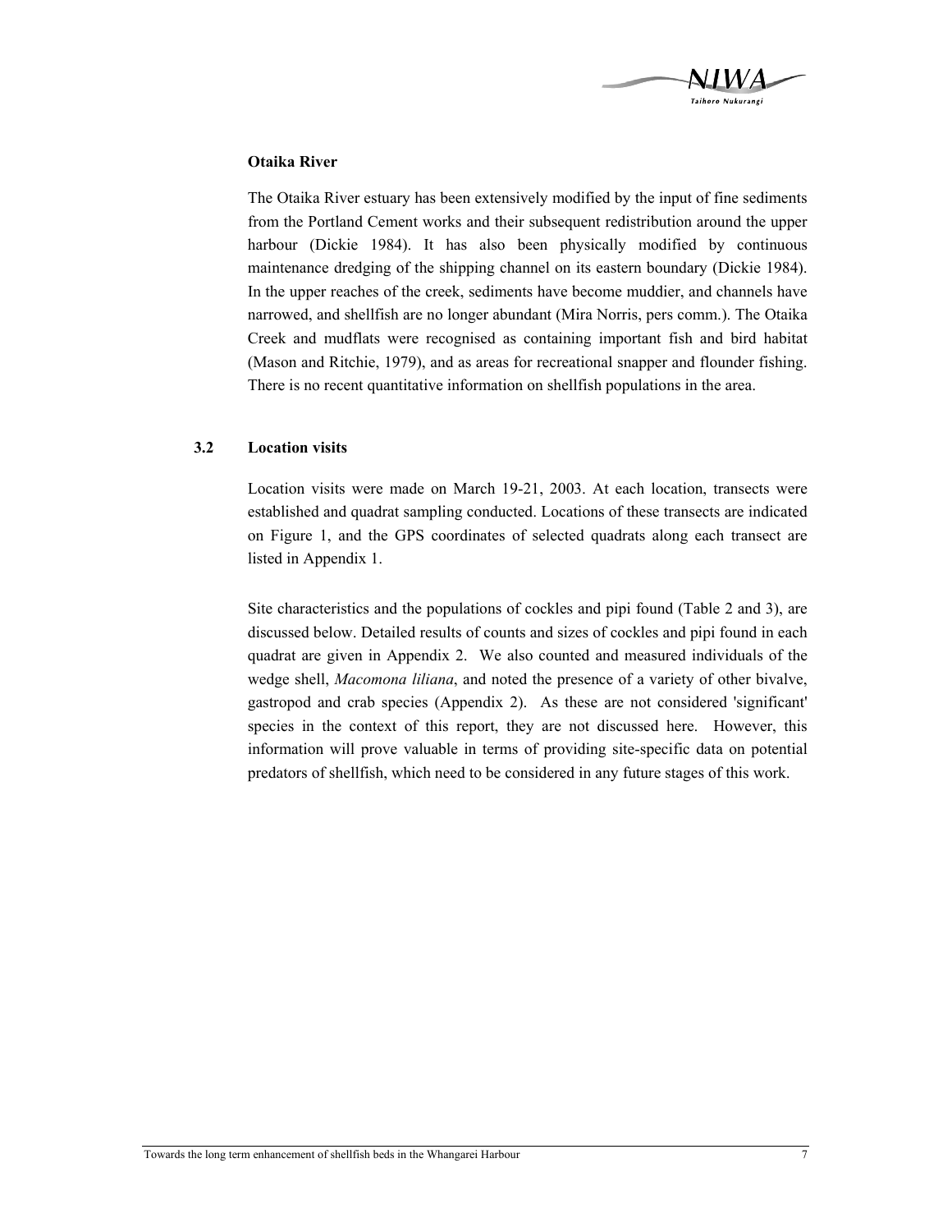**Otaika River**

The Otaika River estuary has been extensively modified by the input of fine sediments from the Portland Cement works and their subsequent redistribution around the upper harbour (Dickie 1984). It has also been physically modified by continuous maintenance dredging of the shipping channel on its eastern boundary (Dickie 1984). In the upper reaches of the creek, sediments have become muddier, and channels have narrowed, and shellfish are no longer abundant (Mira Norris, pers comm.). The Otaika Creek and mudflats were recognised as containing important fish and bird habitat (Mason and Ritchie, 1979), and as areas for recreational snapper and flounder fishing. There is no recent quantitative information on shellfish populations in the area.

## 3.2 Location visits

Location visits were made on March 19-21, 2003. At each location, transects were established and quadrat sampling conducted. Locations of these transects are indicated on Figure 1, and the GPS coordinates of selected quadrats along each transect are listed in Appendix 1.

Site characteristics and the populations of cockles and pipi found (Table 2 and 3), are discussed below. Detailed results of counts and sizes of cockles and pipi found in each quadrat are given in Appendix 2. We also counted and measured individuals of the wedge shell, *Macomona liliana*, and noted the presence of a variety of other bivalve, gastropod and crab species (Appendix 2). As these are not considered 'significant' species in the context of this report, they are not discussed here. However, this information will prove valuable in terms of providing site-specific data on potential predators of shellfish, which need to be considered in any future stages of this work.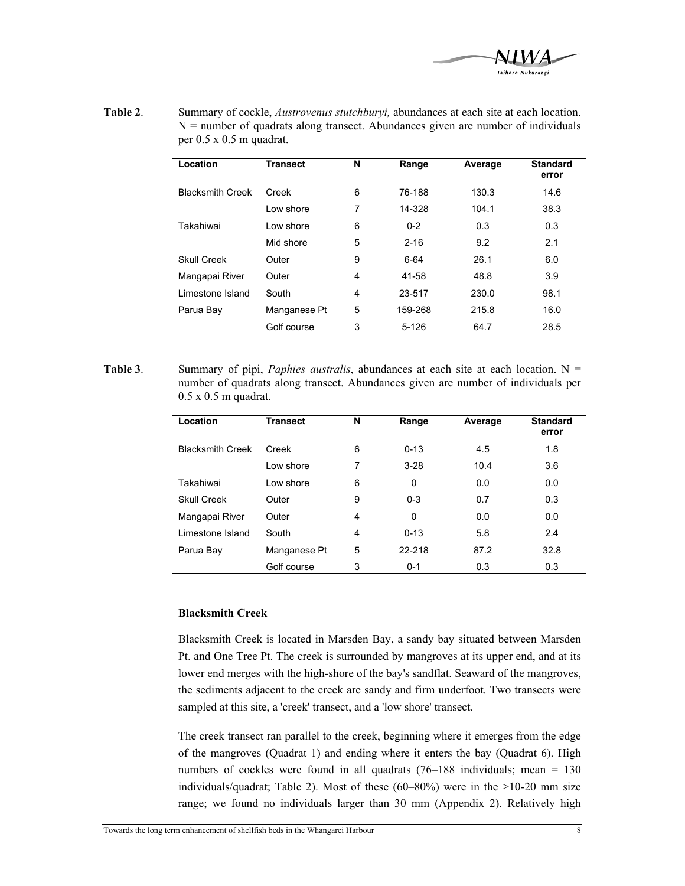**Table 2**. Summary of cockle, *Austrovenus stutchburyi,* abundances at each site at each location. N = number of quadrats along transect. Abundances given are number of individuals per 0.5 x 0.5 m quadrat.

| Location | Transect | N | Range | Average | Standard error |
|---|---|---|---|---|---|
| Blacksmith Creek | Creek | 6 | 76-188 | 130.3 | 14.6 |
| | Low shore | 7 | 14-328 | 104.1 | 38.3 |
| Takahiwai | Low shore | 6 | 0-2 | 0.3 | 0.3 |
| | Mid shore | 5 | 2-16 | 9.2 | 2.1 |
| Skull Creek | Outer | 9 | 6-64 | 26.1 | 6.0 |
| Mangapai River | Outer | 4 | 41-58 | 48.8 | 3.9 |
| Limestone Island | South | 4 | 23-517 | 230.0 | 98.1 |
| Parua Bay | Manganese Pt | 5 | 159-268 | 215.8 | 16.0 |
| | Golf course | 3 | 5-126 | 64.7 | 28.5 |

**Table 3**. Summary of pipi, *Paphies australis*, abundances at each site at each location. N = number of quadrats along transect. Abundances given are number of individuals per 0.5 x 0.5 m quadrat.

| Location | Transect | N | Range | Average | Standard error |
|---|---|---|---|---|---|
| Blacksmith Creek | Creek | 6 | 0-13 | 4.5 | 1.8 |
| | Low shore | 7 | 3-28 | 10.4 | 3.6 |
| Takahiwai | Low shore | 6 | 0 | 0.0 | 0.0 |
| Skull Creek | Outer | 9 | 0-3 | 0.7 | 0.3 |
| Mangapai River | Outer | 4 | 0 | 0.0 | 0.0 |
| Limestone Island | South | 4 | 0-13 | 5.8 | 2.4 |
| Parua Bay | Manganese Pt | 5 | 22-218 | 87.2 | 32.8 |
| | Golf course | 3 | 0-1 | 0.3 | 0.3 |

### Blacksmith Creek

Blacksmith Creek is located in Marsden Bay, a sandy bay situated between Marsden Pt. and One Tree Pt. The creek is surrounded by mangroves at its upper end, and at its lower end merges with the high-shore of the bay's sandflat. Seaward of the mangroves, the sediments adjacent to the creek are sandy and firm underfoot. Two transects were sampled at this site, a 'creek' transect, and a 'low shore' transect.

The creek transect ran parallel to the creek, beginning where it emerges from the edge of the mangroves (Quadrat 1) and ending where it enters the bay (Quadrat 6). High numbers of cockles were found in all quadrats (76–188 individuals; mean = 130 individuals/quadrat; Table 2). Most of these (60–80%) were in the >10-20 mm size range; we found no individuals larger than 30 mm (Appendix 2). Relatively high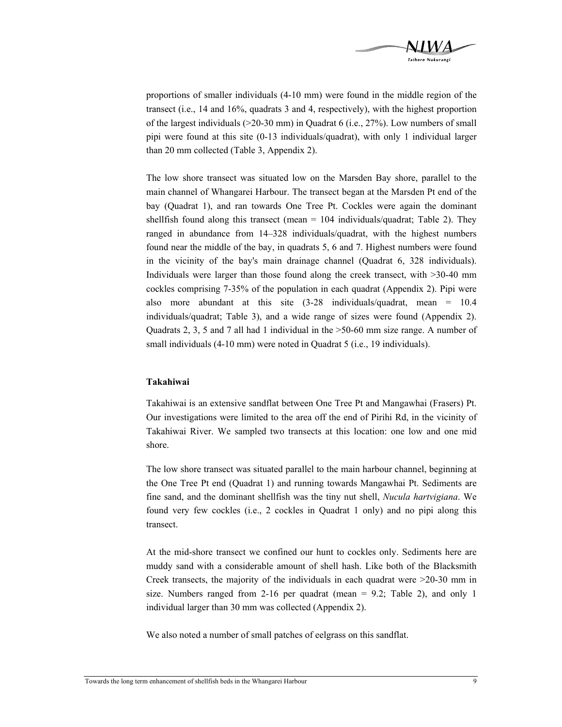proportions of smaller individuals (4-10 mm) were found in the middle region of the transect (i.e., 14 and 16%, quadrats 3 and 4, respectively), with the highest proportion of the largest individuals (>20-30 mm) in Quadrat 6 (i.e., 27%). Low numbers of small pipi were found at this site (0-13 individuals/quadrat), with only 1 individual larger than 20 mm collected (Table 3, Appendix 2).

The low shore transect was situated low on the Marsden Bay shore, parallel to the main channel of Whangarei Harbour. The transect began at the Marsden Pt end of the bay (Quadrat 1), and ran towards One Tree Pt. Cockles were again the dominant shellfish found along this transect (mean = 104 individuals/quadrat; Table 2). They ranged in abundance from 14–328 individuals/quadrat, with the highest numbers found near the middle of the bay, in quadrats 5, 6 and 7. Highest numbers were found in the vicinity of the bay's main drainage channel (Quadrat 6, 328 individuals). Individuals were larger than those found along the creek transect, with >30-40 mm cockles comprising 7-35% of the population in each quadrat (Appendix 2). Pipi were also more abundant at this site (3-28 individuals/quadrat, mean = 10.4 individuals/quadrat; Table 3), and a wide range of sizes were found (Appendix 2). Quadrats 2, 3, 5 and 7 all had 1 individual in the >50-60 mm size range. A number of small individuals (4-10 mm) were noted in Quadrat 5 (i.e., 19 individuals).

**Takahiwai**

Takahiwai is an extensive sandflat between One Tree Pt and Mangawhai (Frasers) Pt. Our investigations were limited to the area off the end of Pirihi Rd, in the vicinity of Takahiwai River. We sampled two transects at this location: one low and one mid shore.

The low shore transect was situated parallel to the main harbour channel, beginning at the One Tree Pt end (Quadrat 1) and running towards Mangawhai Pt. Sediments are fine sand, and the dominant shellfish was the tiny nut shell, *Nucula hartvigiana*. We found very few cockles (i.e., 2 cockles in Quadrat 1 only) and no pipi along this transect.

At the mid-shore transect we confined our hunt to cockles only. Sediments here are muddy sand with a considerable amount of shell hash. Like both of the Blacksmith Creek transects, the majority of the individuals in each quadrat were >20-30 mm in size. Numbers ranged from 2-16 per quadrat (mean = 9.2; Table 2), and only 1 individual larger than 30 mm was collected (Appendix 2).

We also noted a number of small patches of eelgrass on this sandflat.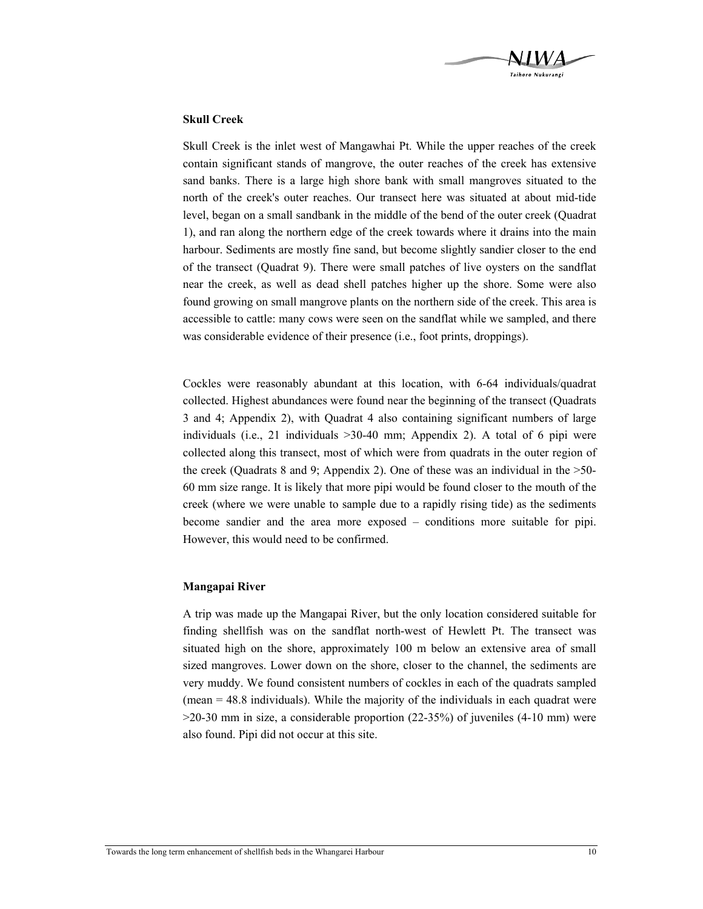### Skull Creek

Skull Creek is the inlet west of Mangawhai Pt. While the upper reaches of the creek contain significant stands of mangrove, the outer reaches of the creek has extensive sand banks. There is a large high shore bank with small mangroves situated to the north of the creek's outer reaches. Our transect here was situated at about mid-tide level, began on a small sandbank in the middle of the bend of the outer creek (Quadrat 1), and ran along the northern edge of the creek towards where it drains into the main harbour. Sediments are mostly fine sand, but become slightly sandier closer to the end of the transect (Quadrat 9). There were small patches of live oysters on the sandflat near the creek, as well as dead shell patches higher up the shore. Some were also found growing on small mangrove plants on the northern side of the creek. This area is accessible to cattle: many cows were seen on the sandflat while we sampled, and there was considerable evidence of their presence (i.e., foot prints, droppings).

Cockles were reasonably abundant at this location, with 6-64 individuals/quadrat collected. Highest abundances were found near the beginning of the transect (Quadrats 3 and 4; Appendix 2), with Quadrat 4 also containing significant numbers of large individuals (i.e., 21 individuals >30-40 mm; Appendix 2). A total of 6 pipi were collected along this transect, most of which were from quadrats in the outer region of the creek (Quadrats 8 and 9; Appendix 2). One of these was an individual in the >50-60 mm size range. It is likely that more pipi would be found closer to the mouth of the creek (where we were unable to sample due to a rapidly rising tide) as the sediments become sandier and the area more exposed – conditions more suitable for pipi. However, this would need to be confirmed.

### Mangapai River

A trip was made up the Mangapai River, but the only location considered suitable for finding shellfish was on the sandflat north-west of Hewlett Pt. The transect was situated high on the shore, approximately 100 m below an extensive area of small sized mangroves. Lower down on the shore, closer to the channel, the sediments are very muddy. We found consistent numbers of cockles in each of the quadrats sampled (mean = 48.8 individuals). While the majority of the individuals in each quadrat were >20-30 mm in size, a considerable proportion (22-35%) of juveniles (4-10 mm) were also found. Pipi did not occur at this site.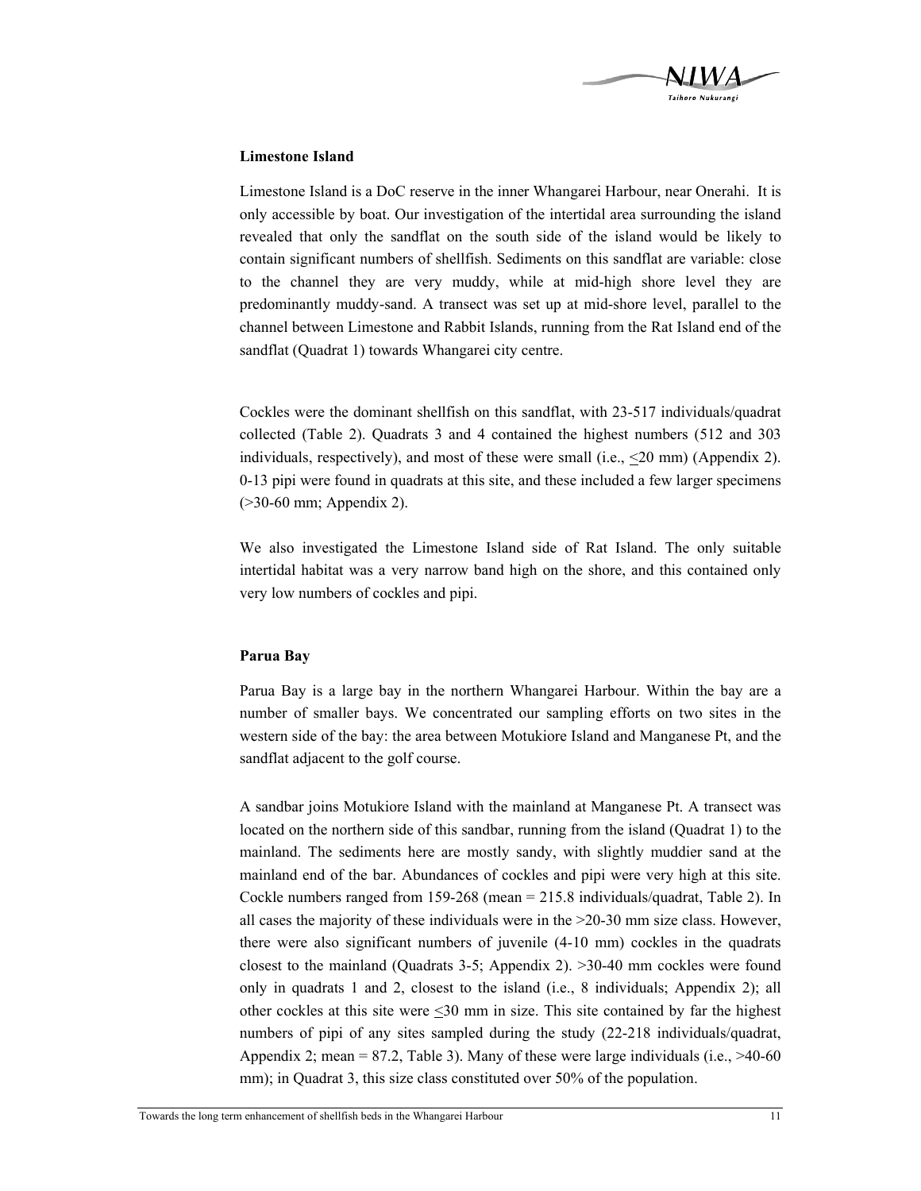### Limestone Island

Limestone Island is a DoC reserve in the inner Whangarei Harbour, near Onerahi. It is only accessible by boat. Our investigation of the intertidal area surrounding the island revealed that only the sandflat on the south side of the island would be likely to contain significant numbers of shellfish. Sediments on this sandflat are variable: close to the channel they are very muddy, while at mid-high shore level they are predominantly muddy-sand. A transect was set up at mid-shore level, parallel to the channel between Limestone and Rabbit Islands, running from the Rat Island end of the sandflat (Quadrat 1) towards Whangarei city centre.

Cockles were the dominant shellfish on this sandflat, with 23-517 individuals/quadrat collected (Table 2). Quadrats 3 and 4 contained the highest numbers (512 and 303 individuals, respectively), and most of these were small (i.e., ≤20 mm) (Appendix 2). 0-13 pipi were found in quadrats at this site, and these included a few larger specimens (>30-60 mm; Appendix 2).

We also investigated the Limestone Island side of Rat Island. The only suitable intertidal habitat was a very narrow band high on the shore, and this contained only very low numbers of cockles and pipi.

### Parua Bay

Parua Bay is a large bay in the northern Whangarei Harbour. Within the bay are a number of smaller bays. We concentrated our sampling efforts on two sites in the western side of the bay: the area between Motukiore Island and Manganese Pt, and the sandflat adjacent to the golf course.

A sandbar joins Motukiore Island with the mainland at Manganese Pt. A transect was located on the northern side of this sandbar, running from the island (Quadrat 1) to the mainland. The sediments here are mostly sandy, with slightly muddier sand at the mainland end of the bar. Abundances of cockles and pipi were very high at this site. Cockle numbers ranged from 159-268 (mean = 215.8 individuals/quadrat, Table 2). In all cases the majority of these individuals were in the >20-30 mm size class. However, there were also significant numbers of juvenile (4-10 mm) cockles in the quadrats closest to the mainland (Quadrats 3-5; Appendix 2). >30-40 mm cockles were found only in quadrats 1 and 2, closest to the island (i.e., 8 individuals; Appendix 2); all other cockles at this site were ≤30 mm in size. This site contained by far the highest numbers of pipi of any sites sampled during the study (22-218 individuals/quadrat, Appendix 2; mean = 87.2, Table 3). Many of these were large individuals (i.e., >40-60 mm); in Quadrat 3, this size class constituted over 50% of the population.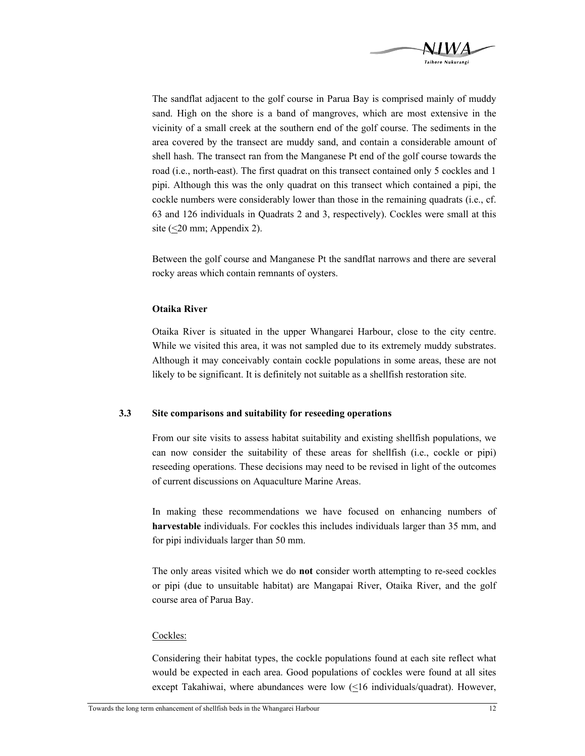The sandflat adjacent to the golf course in Parua Bay is comprised mainly of muddy sand. High on the shore is a band of mangroves, which are most extensive in the vicinity of a small creek at the southern end of the golf course. The sediments in the area covered by the transect are muddy sand, and contain a considerable amount of shell hash. The transect ran from the Manganese Pt end of the golf course towards the road (i.e., north-east). The first quadrat on this transect contained only 5 cockles and 1 pipi. Although this was the only quadrat on this transect which contained a pipi, the cockle numbers were considerably lower than those in the remaining quadrats (i.e., cf. 63 and 126 individuals in Quadrats 2 and 3, respectively). Cockles were small at this site ($\leq$20 mm; Appendix 2).

Between the golf course and Manganese Pt the sandflat narrows and there are several rocky areas which contain remnants of oysters.

**Otaika River**

Otaika River is situated in the upper Whangarei Harbour, close to the city centre. While we visited this area, it was not sampled due to its extremely muddy substrates. Although it may conceivably contain cockle populations in some areas, these are not likely to be significant. It is definitely not suitable as a shellfish restoration site.

### 3.3 Site comparisons and suitability for reseeding operations

From our site visits to assess habitat suitability and existing shellfish populations, we can now consider the suitability of these areas for shellfish (i.e., cockle or pipi) reseeding operations. These decisions may need to be revised in light of the outcomes of current discussions on Aquaculture Marine Areas.

In making these recommendations we have focused on enhancing numbers of **harvestable** individuals. For cockles this includes individuals larger than 35 mm, and for pipi individuals larger than 50 mm.

The only areas visited which we do **not** consider worth attempting to re-seed cockles or pipi (due to unsuitable habitat) are Mangapai River, Otaika River, and the golf course area of Parua Bay.

Cockles:

Considering their habitat types, the cockle populations found at each site reflect what would be expected in each area. Good populations of cockles were found at all sites except Takahiwai, where abundances were low ($\leq$16 individuals/quadrat). However,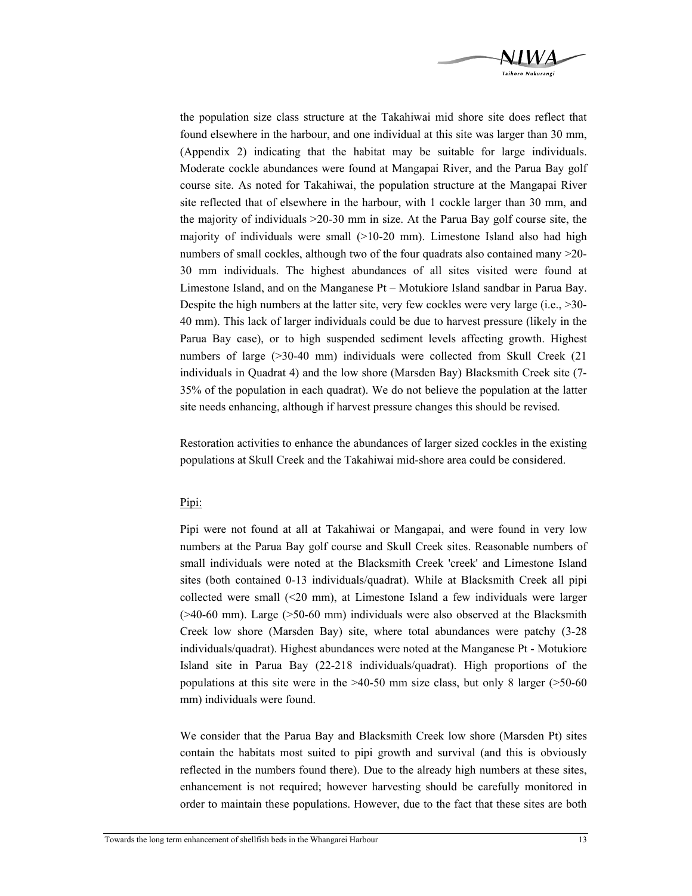the population size class structure at the Takahiwai mid shore site does reflect that found elsewhere in the harbour, and one individual at this site was larger than 30 mm, (Appendix 2) indicating that the habitat may be suitable for large individuals. Moderate cockle abundances were found at Mangapai River, and the Parua Bay golf course site. As noted for Takahiwai, the population structure at the Mangapai River site reflected that of elsewhere in the harbour, with 1 cockle larger than 30 mm, and the majority of individuals >20-30 mm in size. At the Parua Bay golf course site, the majority of individuals were small (>10-20 mm). Limestone Island also had high numbers of small cockles, although two of the four quadrats also contained many >20-30 mm individuals. The highest abundances of all sites visited were found at Limestone Island, and on the Manganese Pt – Motukiore Island sandbar in Parua Bay. Despite the high numbers at the latter site, very few cockles were very large (i.e., >30-40 mm). This lack of larger individuals could be due to harvest pressure (likely in the Parua Bay case), or to high suspended sediment levels affecting growth. Highest numbers of large (>30-40 mm) individuals were collected from Skull Creek (21 individuals in Quadrat 4) and the low shore (Marsden Bay) Blacksmith Creek site (7-35% of the population in each quadrat). We do not believe the population at the latter site needs enhancing, although if harvest pressure changes this should be revised.

Restoration activities to enhance the abundances of larger sized cockles in the existing populations at Skull Creek and the Takahiwai mid-shore area could be considered.

<u>Pipi:</u>

Pipi were not found at all at Takahiwai or Mangapai, and were found in very low numbers at the Parua Bay golf course and Skull Creek sites. Reasonable numbers of small individuals were noted at the Blacksmith Creek 'creek' and Limestone Island sites (both contained 0-13 individuals/quadrat). While at Blacksmith Creek all pipi collected were small (<20 mm), at Limestone Island a few individuals were larger (>40-60 mm). Large (>50-60 mm) individuals were also observed at the Blacksmith Creek low shore (Marsden Bay) site, where total abundances were patchy (3-28 individuals/quadrat). Highest abundances were noted at the Manganese Pt - Motukiore Island site in Parua Bay (22-218 individuals/quadrat). High proportions of the populations at this site were in the >40-50 mm size class, but only 8 larger (>50-60 mm) individuals were found.

We consider that the Parua Bay and Blacksmith Creek low shore (Marsden Pt) sites contain the habitats most suited to pipi growth and survival (and this is obviously reflected in the numbers found there). Due to the already high numbers at these sites, enhancement is not required; however harvesting should be carefully monitored in order to maintain these populations. However, due to the fact that these sites are both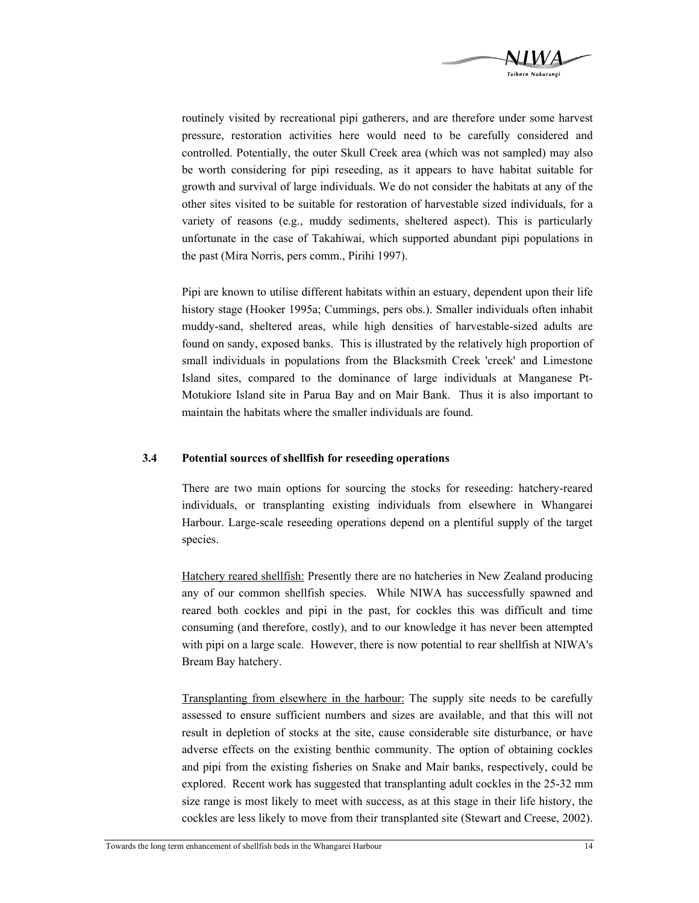routinely visited by recreational pipi gatherers, and are therefore under some harvest pressure, restoration activities here would need to be carefully considered and controlled. Potentially, the outer Skull Creek area (which was not sampled) may also be worth considering for pipi reseeding, as it appears to have habitat suitable for growth and survival of large individuals. We do not consider the habitats at any of the other sites visited to be suitable for restoration of harvestable sized individuals, for a variety of reasons (e.g., muddy sediments, sheltered aspect). This is particularly unfortunate in the case of Takahiwai, which supported abundant pipi populations in the past (Mira Norris, pers comm., Pirihi 1997).

Pipi are known to utilise different habitats within an estuary, dependent upon their life history stage (Hooker 1995a; Cummings, pers obs.). Smaller individuals often inhabit muddy-sand, sheltered areas, while high densities of harvestable-sized adults are found on sandy, exposed banks. This is illustrated by the relatively high proportion of small individuals in populations from the Blacksmith Creek 'creek' and Limestone Island sites, compared to the dominance of large individuals at Manganese Pt-Motukiore Island site in Parua Bay and on Mair Bank. Thus it is also important to maintain the habitats where the smaller individuals are found.

### 3.4 Potential sources of shellfish for reseeding operations

There are two main options for sourcing the stocks for reseeding: hatchery-reared individuals, or transplanting existing individuals from elsewhere in Whangarei Harbour. Large-scale reseeding operations depend on a plentiful supply of the target species.

Hatchery reared shellfish: Presently there are no hatcheries in New Zealand producing any of our common shellfish species. While NIWA has successfully spawned and reared both cockles and pipi in the past, for cockles this was difficult and time consuming (and therefore, costly), and to our knowledge it has never been attempted with pipi on a large scale. However, there is now potential to rear shellfish at NIWA's Bream Bay hatchery.

Transplanting from elsewhere in the harbour: The supply site needs to be carefully assessed to ensure sufficient numbers and sizes are available, and that this will not result in depletion of stocks at the site, cause considerable site disturbance, or have adverse effects on the existing benthic community. The option of obtaining cockles and pipi from the existing fisheries on Snake and Mair banks, respectively, could be explored. Recent work has suggested that transplanting adult cockles in the 25-32 mm size range is most likely to meet with success, as at this stage in their life history, the cockles are less likely to move from their transplanted site (Stewart and Creese, 2002).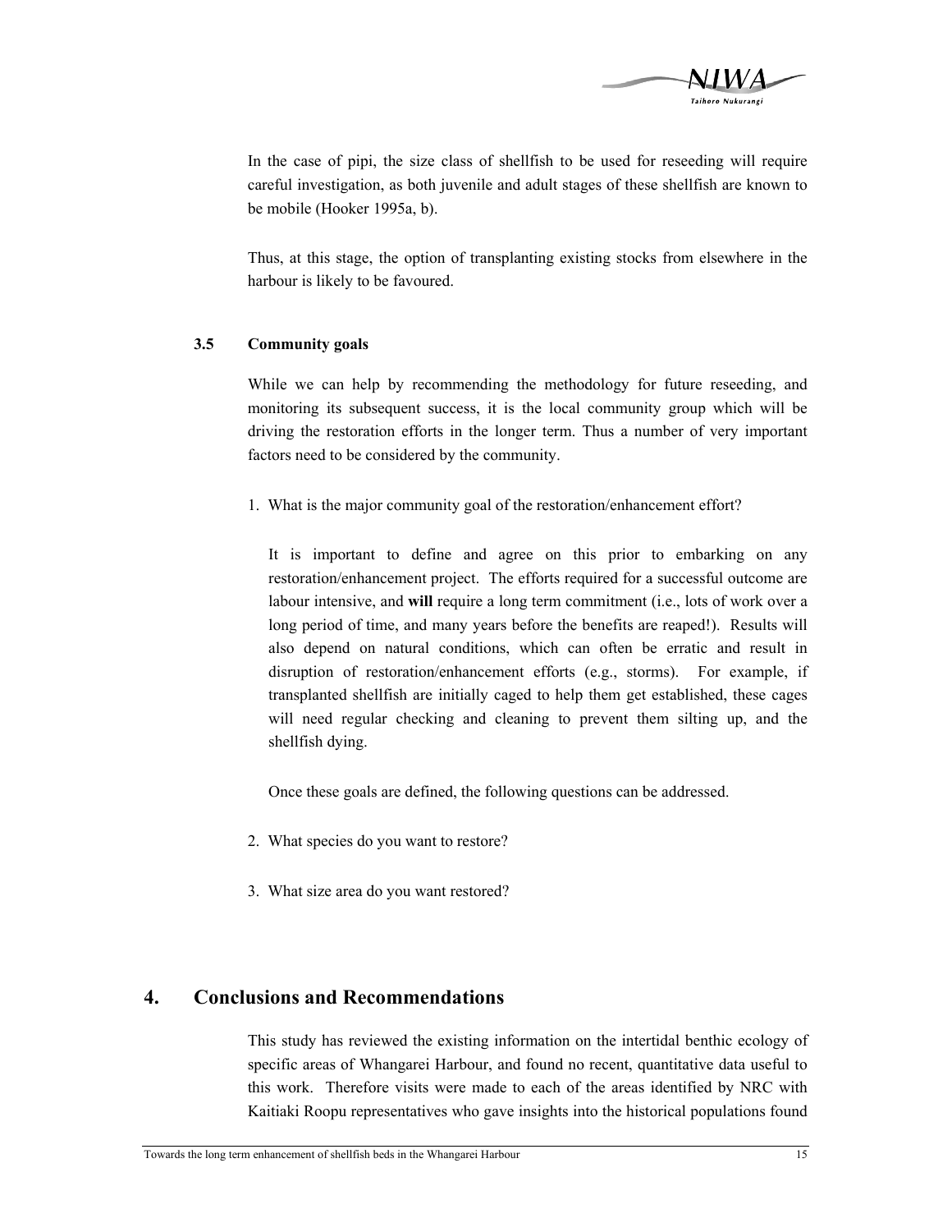In the case of pipi, the size class of shellfish to be used for reseeding will require careful investigation, as both juvenile and adult stages of these shellfish are known to be mobile (Hooker 1995a, b).

Thus, at this stage, the option of transplanting existing stocks from elsewhere in the harbour is likely to be favoured.

### 3.5 Community goals

While we can help by recommending the methodology for future reseeding, and monitoring its subsequent success, it is the local community group which will be driving the restoration efforts in the longer term. Thus a number of very important factors need to be considered by the community.

1. What is the major community goal of the restoration/enhancement effort?

   It is important to define and agree on this prior to embarking on any restoration/enhancement project. The efforts required for a successful outcome are labour intensive, and **will** require a long term commitment (i.e., lots of work over a long period of time, and many years before the benefits are reaped!). Results will also depend on natural conditions, which can often be erratic and result in disruption of restoration/enhancement efforts (e.g., storms). For example, if transplanted shellfish are initially caged to help them get established, these cages will need regular checking and cleaning to prevent them silting up, and the shellfish dying.

   Once these goals are defined, the following questions can be addressed.

2. What species do you want to restore?

3. What size area do you want restored?

## 4. Conclusions and Recommendations

This study has reviewed the existing information on the intertidal benthic ecology of specific areas of Whangarei Harbour, and found no recent, quantitative data useful to this work. Therefore visits were made to each of the areas identified by NRC with Kaitiaki Roopu representatives who gave insights into the historical populations found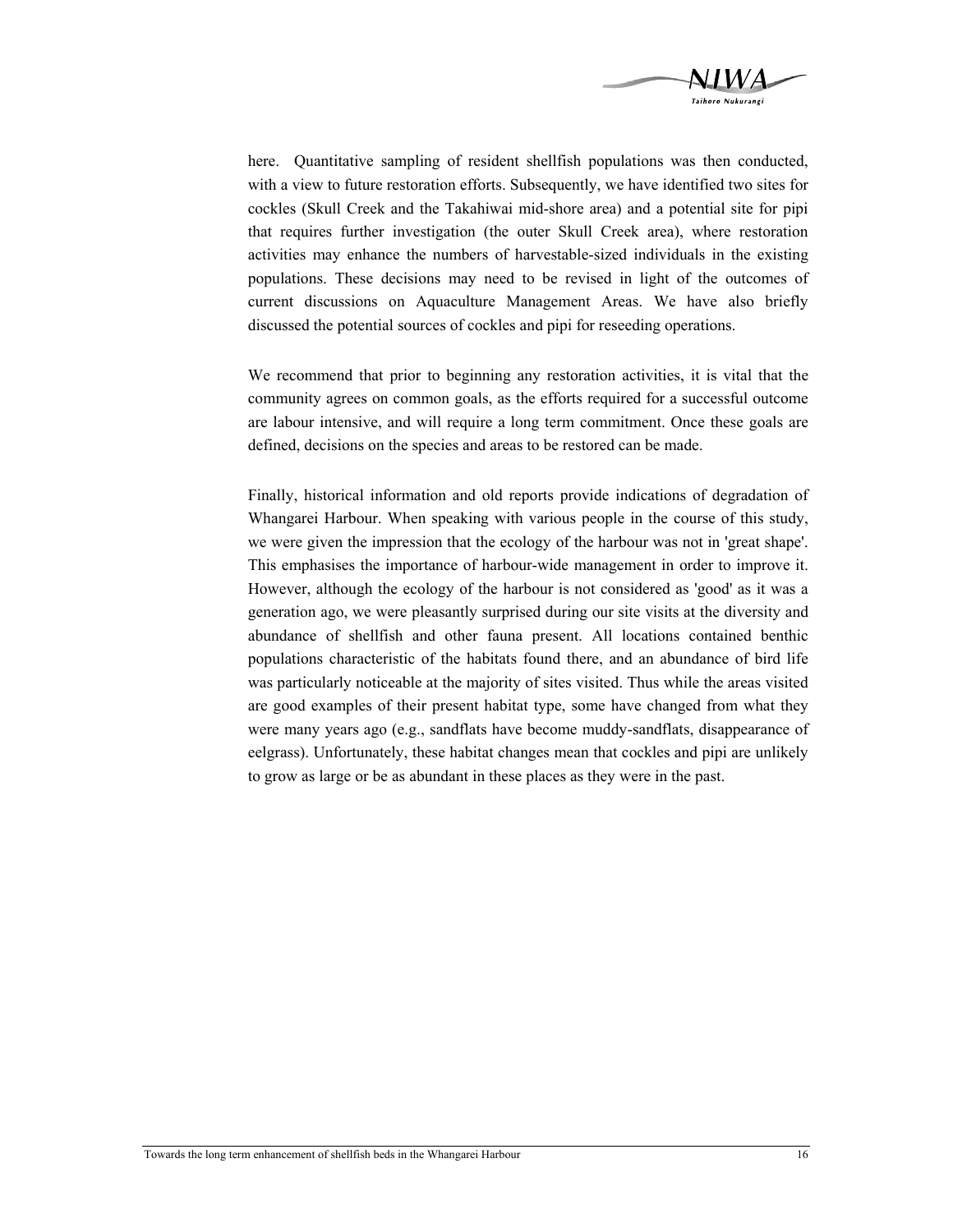here. Quantitative sampling of resident shellfish populations was then conducted, with a view to future restoration efforts. Subsequently, we have identified two sites for cockles (Skull Creek and the Takahiwai mid-shore area) and a potential site for pipi that requires further investigation (the outer Skull Creek area), where restoration activities may enhance the numbers of harvestable-sized individuals in the existing populations. These decisions may need to be revised in light of the outcomes of current discussions on Aquaculture Management Areas. We have also briefly discussed the potential sources of cockles and pipi for reseeding operations.

We recommend that prior to beginning any restoration activities, it is vital that the community agrees on common goals, as the efforts required for a successful outcome are labour intensive, and will require a long term commitment. Once these goals are defined, decisions on the species and areas to be restored can be made.

Finally, historical information and old reports provide indications of degradation of Whangarei Harbour. When speaking with various people in the course of this study, we were given the impression that the ecology of the harbour was not in 'great shape'. This emphasises the importance of harbour-wide management in order to improve it. However, although the ecology of the harbour is not considered as 'good' as it was a generation ago, we were pleasantly surprised during our site visits at the diversity and abundance of shellfish and other fauna present. All locations contained benthic populations characteristic of the habitats found there, and an abundance of bird life was particularly noticeable at the majority of sites visited. Thus while the areas visited are good examples of their present habitat type, some have changed from what they were many years ago (e.g., sandflats have become muddy-sandflats, disappearance of eelgrass). Unfortunately, these habitat changes mean that cockles and pipi are unlikely to grow as large or be as abundant in these places as they were in the past.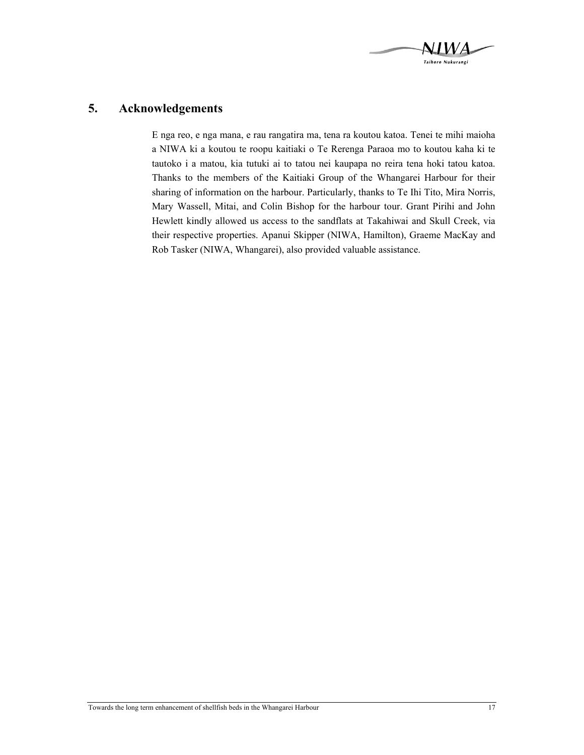# 5. Acknowledgements

E nga reo, e nga mana, e rau rangatira ma, tena ra koutou katoa. Tenei te mihi maioha a NIWA ki a koutou te roopu kaitiaki o Te Rerenga Paraoa mo to koutou kaha ki te tautoko i a matou, kia tutuki ai to tatou nei kaupapa no reira tena hoki tatou katoa. Thanks to the members of the Kaitiaki Group of the Whangarei Harbour for their sharing of information on the harbour. Particularly, thanks to Te Ihi Tito, Mira Norris, Mary Wassell, Mitai, and Colin Bishop for the harbour tour. Grant Pirihi and John Hewlett kindly allowed us access to the sandflats at Takahiwai and Skull Creek, via their respective properties. Apanui Skipper (NIWA, Hamilton), Graeme MacKay and Rob Tasker (NIWA, Whangarei), also provided valuable assistance.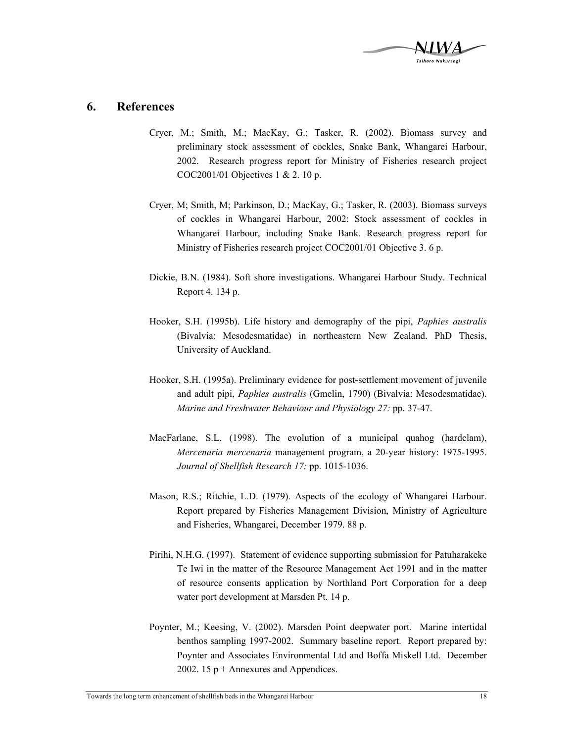## 6. References

Cryer, M.; Smith, M.; MacKay, G.; Tasker, R. (2002). Biomass survey and preliminary stock assessment of cockles, Snake Bank, Whangarei Harbour, 2002. Research progress report for Ministry of Fisheries research project COC2001/01 Objectives 1 & 2. 10 p.

Cryer, M; Smith, M; Parkinson, D.; MacKay, G.; Tasker, R. (2003). Biomass surveys of cockles in Whangarei Harbour, 2002: Stock assessment of cockles in Whangarei Harbour, including Snake Bank. Research progress report for Ministry of Fisheries research project COC2001/01 Objective 3. 6 p.

Dickie, B.N. (1984). Soft shore investigations. Whangarei Harbour Study. Technical Report 4. 134 p.

Hooker, S.H. (1995b). Life history and demography of the pipi, *Paphies australis* (Bivalvia: Mesodesmatidae) in northeastern New Zealand. PhD Thesis, University of Auckland.

Hooker, S.H. (1995a). Preliminary evidence for post-settlement movement of juvenile and adult pipi, *Paphies australis* (Gmelin, 1790) (Bivalvia: Mesodesmatidae). *Marine and Freshwater Behaviour and Physiology 27:* pp. 37-47.

MacFarlane, S.L. (1998). The evolution of a municipal quahog (hardclam), *Mercenaria mercenaria* management program, a 20-year history: 1975-1995. *Journal of Shellfish Research 17:* pp. 1015-1036.

Mason, R.S.; Ritchie, L.D. (1979). Aspects of the ecology of Whangarei Harbour. Report prepared by Fisheries Management Division, Ministry of Agriculture and Fisheries, Whangarei, December 1979. 88 p.

Pirihi, N.H.G. (1997). Statement of evidence supporting submission for Patuharakeke Te Iwi in the matter of the Resource Management Act 1991 and in the matter of resource consents application by Northland Port Corporation for a deep water port development at Marsden Pt. 14 p.

Poynter, M.; Keesing, V. (2002). Marsden Point deepwater port. Marine intertidal benthos sampling 1997-2002. Summary baseline report. Report prepared by: Poynter and Associates Environmental Ltd and Boffa Miskell Ltd. December 2002. 15 p + Annexures and Appendices.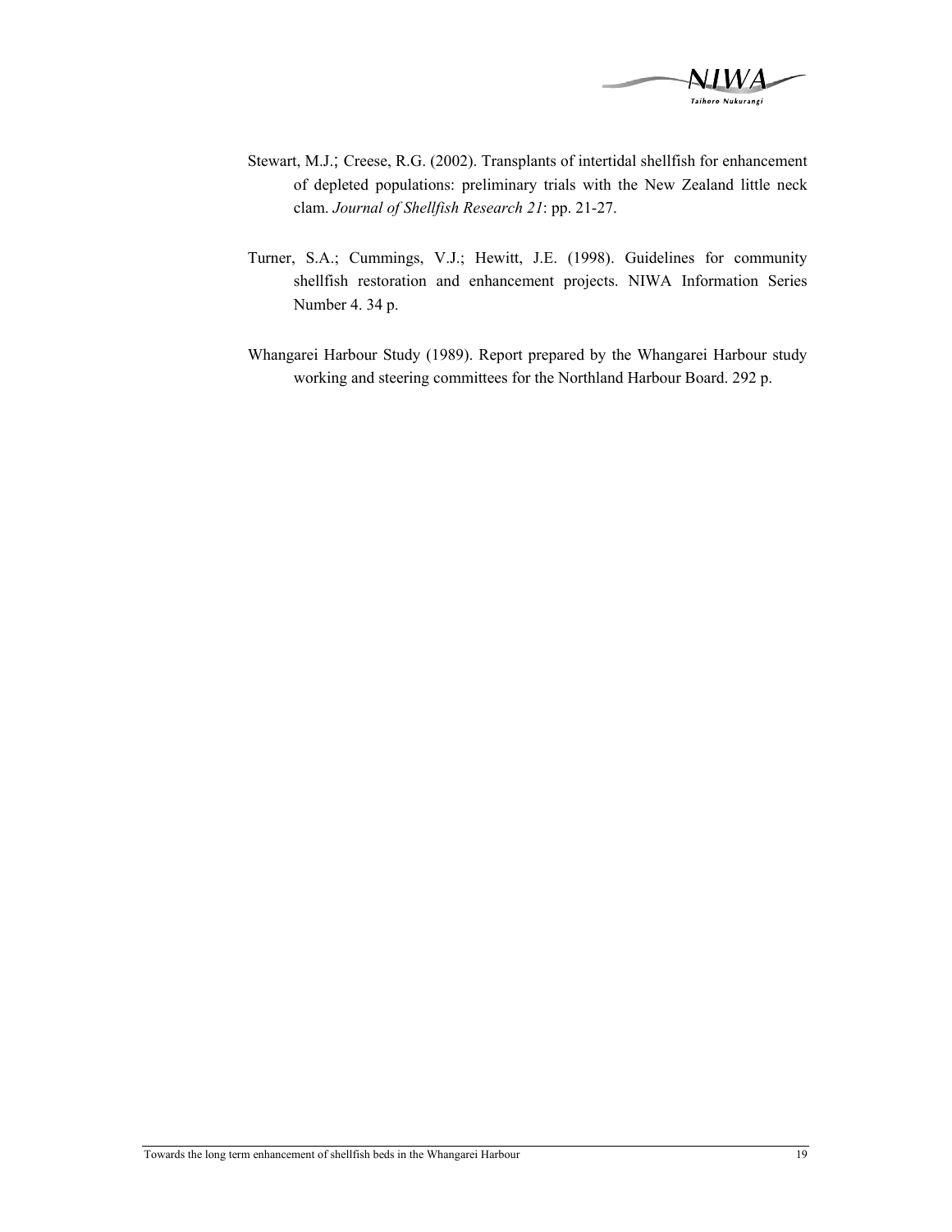Stewart, M.J.; Creese, R.G. (2002). Transplants of intertidal shellfish for enhancement of depleted populations: preliminary trials with the New Zealand little neck clam. *Journal of Shellfish Research 21*: pp. 21-27.

Turner, S.A.; Cummings, V.J.; Hewitt, J.E. (1998). Guidelines for community shellfish restoration and enhancement projects. NIWA Information Series Number 4. 34 p.

Whangarei Harbour Study (1989). Report prepared by the Whangarei Harbour study working and steering committees for the Northland Harbour Board. 292 p.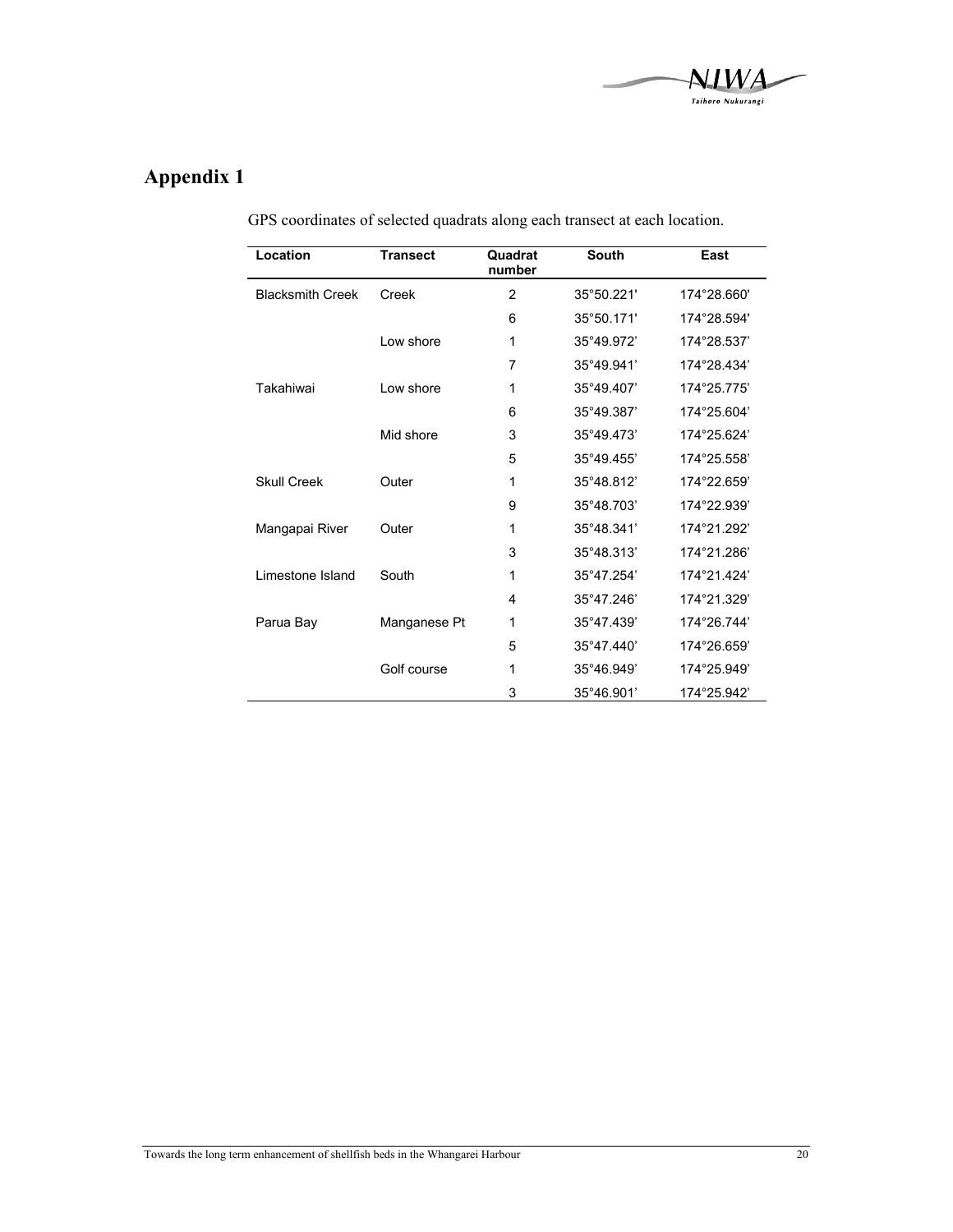# Appendix 1

GPS coordinates of selected quadrats along each transect at each location.

| Location | Transect | Quadrat number | South | East |
|---|---|---|---|---|
| Blacksmith Creek | Creek | 2 | 35°50.221' | 174°28.660' |
| | | 6 | 35°50.171' | 174°28.594' |
| | Low shore | 1 | 35°49.972' | 174°28.537' |
| | | 7 | 35°49.941' | 174°28.434' |
| Takahiwai | Low shore | 1 | 35°49.407' | 174°25.775' |
| | | 6 | 35°49.387' | 174°25.604' |
| | Mid shore | 3 | 35°49.473' | 174°25.624' |
| | | 5 | 35°49.455' | 174°25.558' |
| Skull Creek | Outer | 1 | 35°48.812' | 174°22.659' |
| | | 9 | 35°48.703' | 174°22.939' |
| Mangapai River | Outer | 1 | 35°48.341' | 174°21.292' |
| | | 3 | 35°48.313' | 174°21.286' |
| Limestone Island | South | 1 | 35°47.254' | 174°21.424' |
| | | 4 | 35°47.246' | 174°21.329' |
| Parua Bay | Manganese Pt | 1 | 35°47.439' | 174°26.744' |
| | | 5 | 35°47.440' | 174°26.659' |
| | Golf course | 1 | 35°46.949' | 174°25.949' |
| | | 3 | 35°46.901' | 174°25.942' |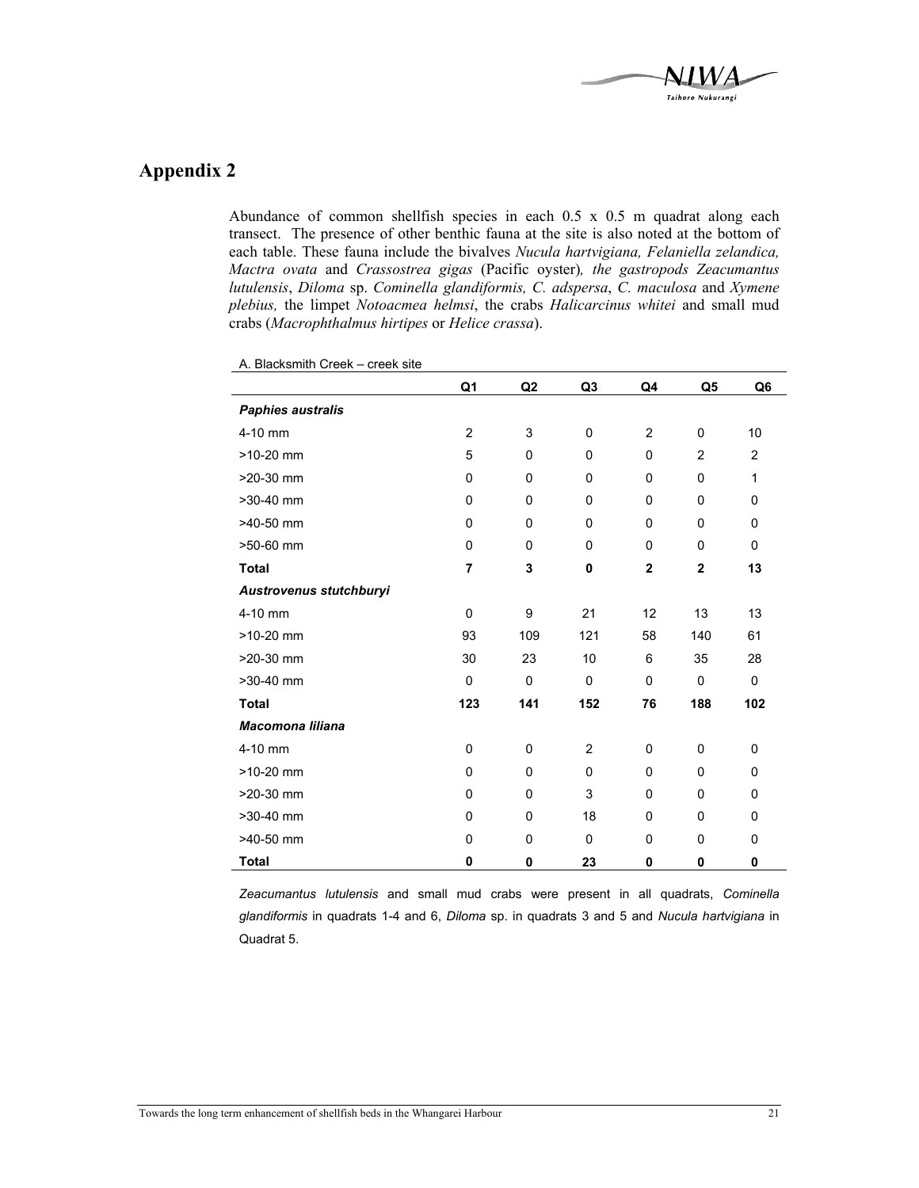# Appendix 2

Abundance of common shellfish species in each 0.5 x 0.5 m quadrat along each transect. The presence of other benthic fauna at the site is also noted at the bottom of each table. These fauna include the bivalves *Nucula hartvigiana, Felaniella zelandica, Mactra ovata* and *Crassostrea gigas* (Pacific oyster)*, the gastropods Zeacumantus lutulensis*, *Diloma* sp. *Cominella glandiformis, C. adspersa*, *C. maculosa* and *Xymene plebius,* the limpet *Notoacmea helmsi*, the crabs *Halicarcinus whitei* and small mud crabs (*Macrophthalmus hirtipes* or *Helice crassa*).

A. Blacksmith Creek – creek site

| | Q1 | Q2 | Q3 | Q4 | Q5 | Q6 |
|---|---|---|---|---|---|---|
| ***Paphies australis*** | | | | | | |
| 4-10 mm | 2 | 3 | 0 | 2 | 0 | 10 |
| >10-20 mm | 5 | 0 | 0 | 0 | 2 | 2 |
| >20-30 mm | 0 | 0 | 0 | 0 | 0 | 1 |
| >30-40 mm | 0 | 0 | 0 | 0 | 0 | 0 |
| >40-50 mm | 0 | 0 | 0 | 0 | 0 | 0 |
| >50-60 mm | 0 | 0 | 0 | 0 | 0 | 0 |
| **Total** | **7** | **3** | **0** | **2** | **2** | **13** |
| ***Austrovenus stutchburyi*** | | | | | | |
| 4-10 mm | 0 | 9 | 21 | 12 | 13 | 13 |
| >10-20 mm | 93 | 109 | 121 | 58 | 140 | 61 |
| >20-30 mm | 30 | 23 | 10 | 6 | 35 | 28 |
| >30-40 mm | 0 | 0 | 0 | 0 | 0 | 0 |
| **Total** | **123** | **141** | **152** | **76** | **188** | **102** |
| ***Macomona liliana*** | | | | | | |
| 4-10 mm | 0 | 0 | 2 | 0 | 0 | 0 |
| >10-20 mm | 0 | 0 | 0 | 0 | 0 | 0 |
| >20-30 mm | 0 | 0 | 3 | 0 | 0 | 0 |
| >30-40 mm | 0 | 0 | 18 | 0 | 0 | 0 |
| >40-50 mm | 0 | 0 | 0 | 0 | 0 | 0 |
| **Total** | **0** | **0** | **23** | **0** | **0** | **0** |

*Zeacumantus lutulensis* and small mud crabs were present in all quadrats, *Cominella glandiformis* in quadrats 1-4 and 6, *Diloma* sp. in quadrats 3 and 5 and *Nucula hartvigiana* in Quadrat 5.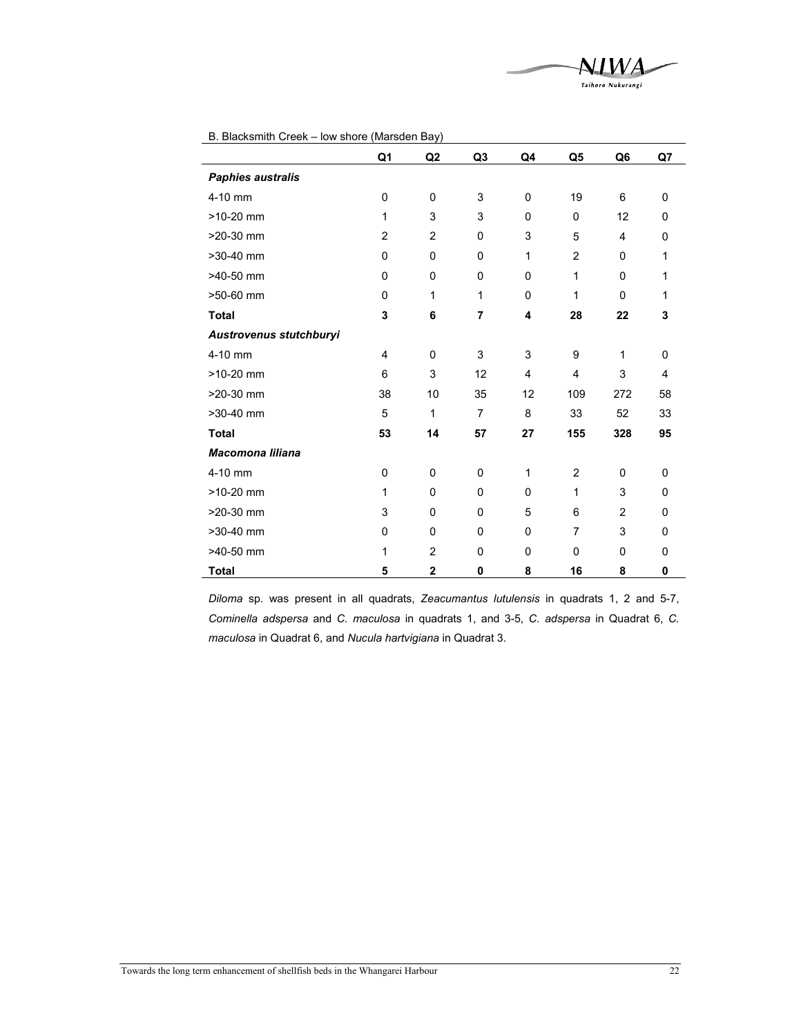B. Blacksmith Creek – low shore (Marsden Bay)

| | Q1 | Q2 | Q3 | Q4 | Q5 | Q6 | Q7 |
|---|---|---|---|---|---|---|---|
| ***Paphies australis*** | | | | | | | |
| 4-10 mm | 0 | 0 | 3 | 0 | 19 | 6 | 0 |
| >10-20 mm | 1 | 3 | 3 | 0 | 0 | 12 | 0 |
| >20-30 mm | 2 | 2 | 0 | 3 | 5 | 4 | 0 |
| >30-40 mm | 0 | 0 | 0 | 1 | 2 | 0 | 1 |
| >40-50 mm | 0 | 0 | 0 | 0 | 1 | 0 | 1 |
| >50-60 mm | 0 | 1 | 1 | 0 | 1 | 0 | 1 |
| **Total** | **3** | **6** | **7** | **4** | **28** | **22** | **3** |
| ***Austrovenus stutchburyi*** | | | | | | | |
| 4-10 mm | 4 | 0 | 3 | 3 | 9 | 1 | 0 |
| >10-20 mm | 6 | 3 | 12 | 4 | 4 | 3 | 4 |
| >20-30 mm | 38 | 10 | 35 | 12 | 109 | 272 | 58 |
| >30-40 mm | 5 | 1 | 7 | 8 | 33 | 52 | 33 |
| **Total** | **53** | **14** | **57** | **27** | **155** | **328** | **95** |
| ***Macomona liliana*** | | | | | | | |
| 4-10 mm | 0 | 0 | 0 | 1 | 2 | 0 | 0 |
| >10-20 mm | 1 | 0 | 0 | 0 | 1 | 3 | 0 |
| >20-30 mm | 3 | 0 | 0 | 5 | 6 | 2 | 0 |
| >30-40 mm | 0 | 0 | 0 | 0 | 7 | 3 | 0 |
| >40-50 mm | 1 | 2 | 0 | 0 | 0 | 0 | 0 |
| **Total** | **5** | **2** | **0** | **8** | **16** | **8** | **0** |

*Diloma* sp. was present in all quadrats, *Zeacumantus lutulensis* in quadrats 1, 2 and 5-7, *Cominella adspersa* and *C. maculosa* in quadrats 1, and 3-5, *C. adspersa* in Quadrat 6, *C. maculosa* in Quadrat 6, and *Nucula hartvigiana* in Quadrat 3.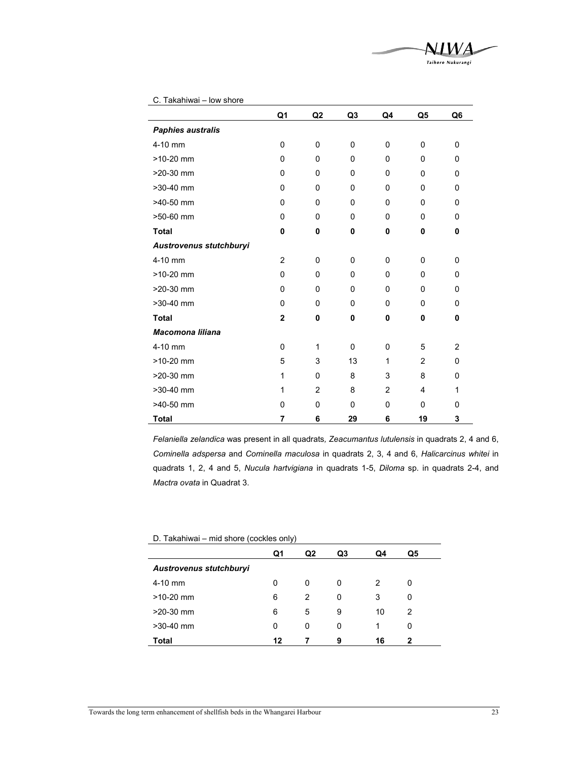C. Takahiwai – low shore

| | Q1 | Q2 | Q3 | Q4 | Q5 | Q6 |
|---|---|---|---|---|---|---|
| ***Paphies australis*** | | | | | | |
| 4-10 mm | 0 | 0 | 0 | 0 | 0 | 0 |
| >10-20 mm | 0 | 0 | 0 | 0 | 0 | 0 |
| >20-30 mm | 0 | 0 | 0 | 0 | 0 | 0 |
| >30-40 mm | 0 | 0 | 0 | 0 | 0 | 0 |
| >40-50 mm | 0 | 0 | 0 | 0 | 0 | 0 |
| >50-60 mm | 0 | 0 | 0 | 0 | 0 | 0 |
| **Total** | **0** | **0** | **0** | **0** | **0** | **0** |
| ***Austrovenus stutchburyi*** | | | | | | |
| 4-10 mm | 2 | 0 | 0 | 0 | 0 | 0 |
| >10-20 mm | 0 | 0 | 0 | 0 | 0 | 0 |
| >20-30 mm | 0 | 0 | 0 | 0 | 0 | 0 |
| >30-40 mm | 0 | 0 | 0 | 0 | 0 | 0 |
| **Total** | **2** | **0** | **0** | **0** | **0** | **0** |
| ***Macomona liliana*** | | | | | | |
| 4-10 mm | 0 | 1 | 0 | 0 | 5 | 2 |
| >10-20 mm | 5 | 3 | 13 | 1 | 2 | 0 |
| >20-30 mm | 1 | 0 | 8 | 3 | 8 | 0 |
| >30-40 mm | 1 | 2 | 8 | 2 | 4 | 1 |
| >40-50 mm | 0 | 0 | 0 | 0 | 0 | 0 |
| **Total** | **7** | **6** | **29** | **6** | **19** | **3** |

*Felaniella zelandica* was present in all quadrats, *Zeacumantus lutulensis* in quadrats 2, 4 and 6, *Cominella adspersa* and *Cominella maculosa* in quadrats 2, 3, 4 and 6, *Halicarcinus whitei* in quadrats 1, 2, 4 and 5, *Nucula hartvigiana* in quadrats 1-5, *Diloma* sp. in quadrats 2-4, and *Mactra ovata* in Quadrat 3.

D. Takahiwai – mid shore (cockles only)

| | Q1 | Q2 | Q3 | Q4 | Q5 |
|---|---|---|---|---|---|
| ***Austrovenus stutchburyi*** | | | | | |
| 4-10 mm | 0 | 0 | 0 | 2 | 0 |
| >10-20 mm | 6 | 2 | 0 | 3 | 0 |
| >20-30 mm | 6 | 5 | 9 | 10 | 2 |
| >30-40 mm | 0 | 0 | 0 | 1 | 0 |
| **Total** | **12** | **7** | **9** | **16** | **2** |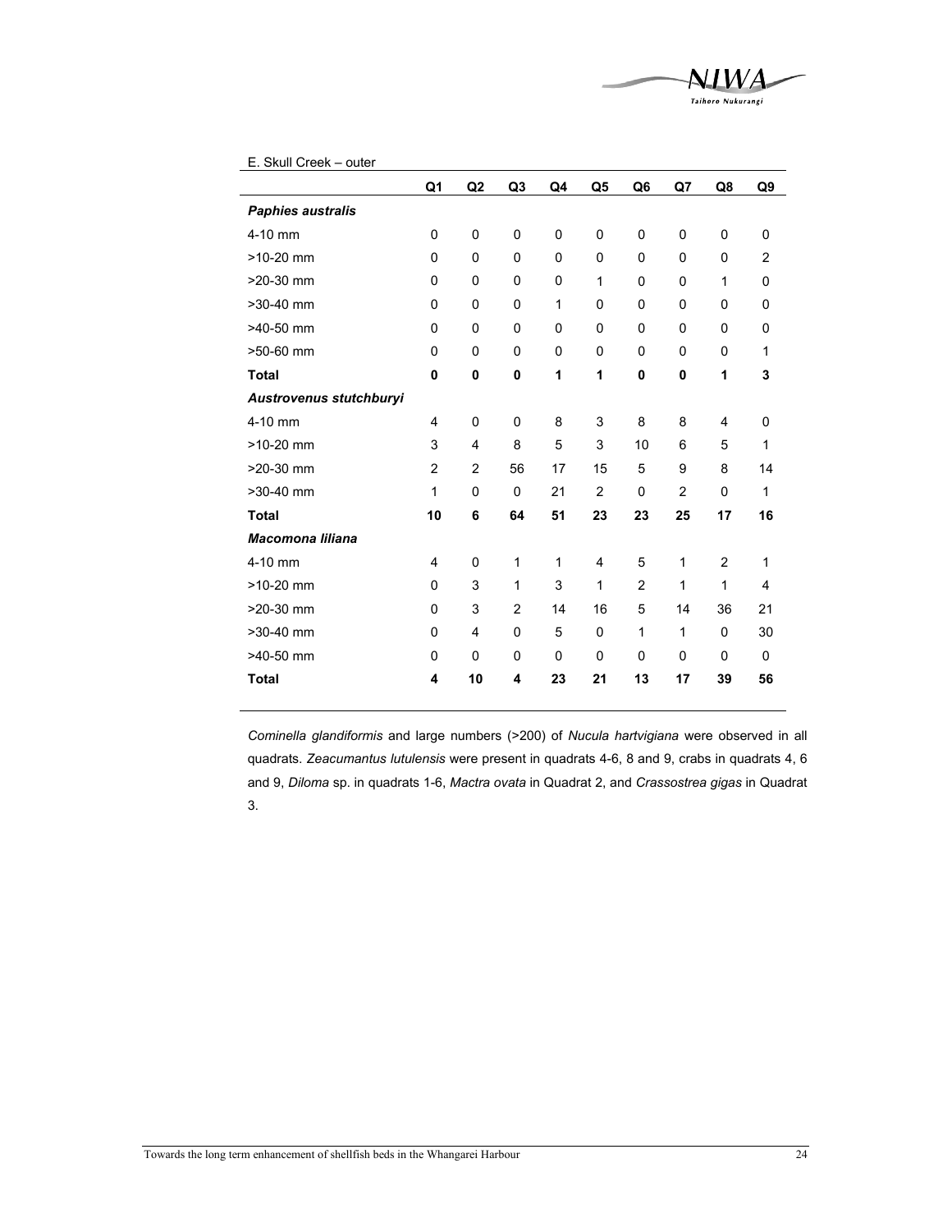E. Skull Creek – outer

| | Q1 | Q2 | Q3 | Q4 | Q5 | Q6 | Q7 | Q8 | Q9 |
|---|---|---|---|---|---|---|---|---|---|
| ***Paphies australis*** | | | | | | | | | |
| 4-10 mm | 0 | 0 | 0 | 0 | 0 | 0 | 0 | 0 | 0 |
| >10-20 mm | 0 | 0 | 0 | 0 | 0 | 0 | 0 | 0 | 2 |
| >20-30 mm | 0 | 0 | 0 | 0 | 1 | 0 | 0 | 1 | 0 |
| >30-40 mm | 0 | 0 | 0 | 1 | 0 | 0 | 0 | 0 | 0 |
| >40-50 mm | 0 | 0 | 0 | 0 | 0 | 0 | 0 | 0 | 0 |
| >50-60 mm | 0 | 0 | 0 | 0 | 0 | 0 | 0 | 0 | 1 |
| **Total** | **0** | **0** | **0** | **1** | **1** | **0** | **0** | **1** | **3** |
| ***Austrovenus stutchburyi*** | | | | | | | | | |
| 4-10 mm | 4 | 0 | 0 | 8 | 3 | 8 | 8 | 4 | 0 |
| >10-20 mm | 3 | 4 | 8 | 5 | 3 | 10 | 6 | 5 | 1 |
| >20-30 mm | 2 | 2 | 56 | 17 | 15 | 5 | 9 | 8 | 14 |
| >30-40 mm | 1 | 0 | 0 | 21 | 2 | 0 | 2 | 0 | 1 |
| **Total** | **10** | **6** | **64** | **51** | **23** | **23** | **25** | **17** | **16** |
| ***Macomona liliana*** | | | | | | | | | |
| 4-10 mm | 4 | 0 | 1 | 1 | 4 | 5 | 1 | 2 | 1 |
| >10-20 mm | 0 | 3 | 1 | 3 | 1 | 2 | 1 | 1 | 4 |
| >20-30 mm | 0 | 3 | 2 | 14 | 16 | 5 | 14 | 36 | 21 |
| >30-40 mm | 0 | 4 | 0 | 5 | 0 | 1 | 1 | 0 | 30 |
| >40-50 mm | 0 | 0 | 0 | 0 | 0 | 0 | 0 | 0 | 0 |
| **Total** | **4** | **10** | **4** | **23** | **21** | **13** | **17** | **39** | **56** |

*Cominella glandiformis* and large numbers (>200) of *Nucula hartvigiana* were observed in all quadrats. *Zeacumantus lutulensis* were present in quadrats 4-6, 8 and 9, crabs in quadrats 4, 6 and 9, *Diloma* sp. in quadrats 1-6, *Mactra ovata* in Quadrat 2, and *Crassostrea gigas* in Quadrat 3.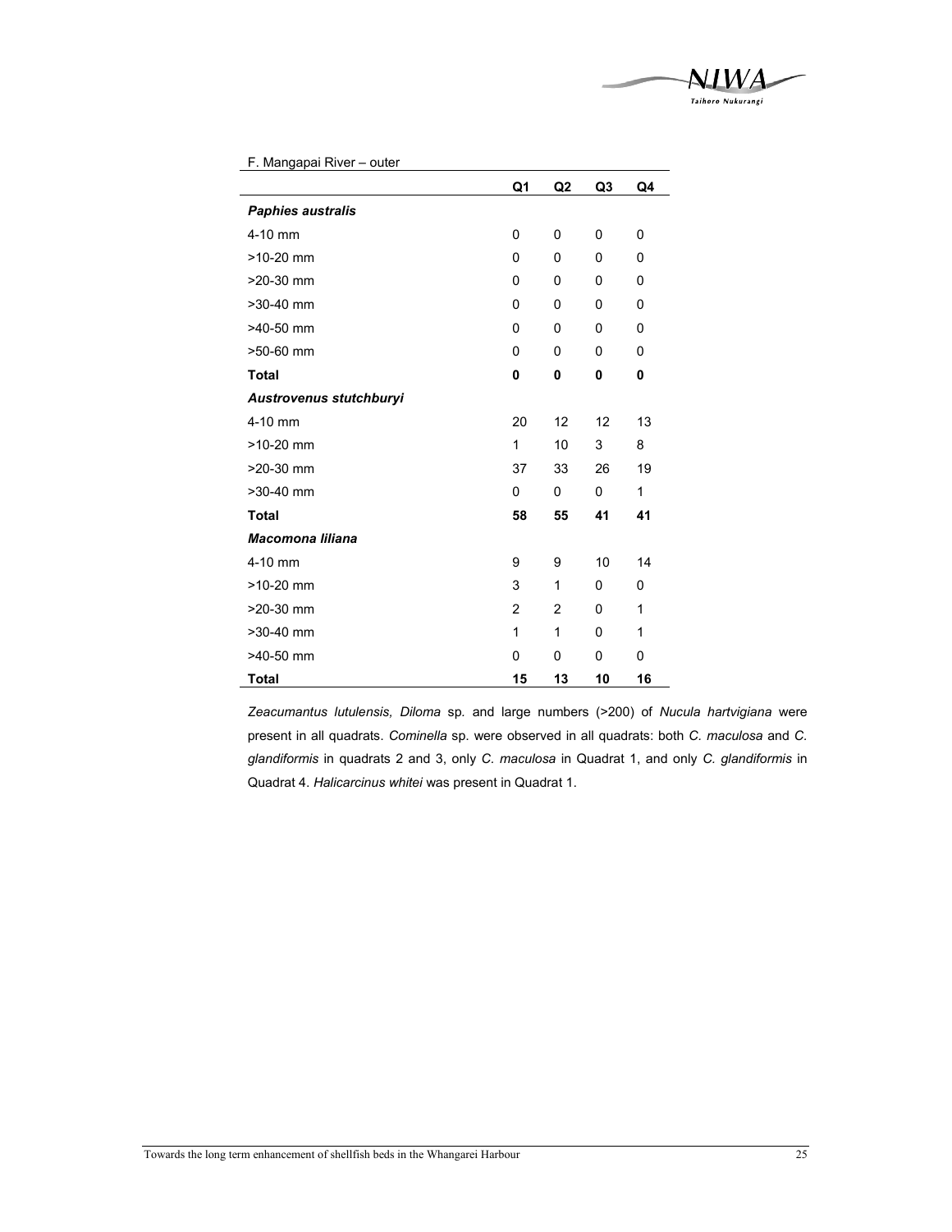F. Mangapai River – outer

| | Q1 | Q2 | Q3 | Q4 |
|---|---|---|---|---|
| ***Paphies australis*** | | | | |
| 4-10 mm | 0 | 0 | 0 | 0 |
| >10-20 mm | 0 | 0 | 0 | 0 |
| >20-30 mm | 0 | 0 | 0 | 0 |
| >30-40 mm | 0 | 0 | 0 | 0 |
| >40-50 mm | 0 | 0 | 0 | 0 |
| >50-60 mm | 0 | 0 | 0 | 0 |
| **Total** | **0** | **0** | **0** | **0** |
| ***Austrovenus stutchburyi*** | | | | |
| 4-10 mm | 20 | 12 | 12 | 13 |
| >10-20 mm | 1 | 10 | 3 | 8 |
| >20-30 mm | 37 | 33 | 26 | 19 |
| >30-40 mm | 0 | 0 | 0 | 1 |
| **Total** | **58** | **55** | **41** | **41** |
| ***Macomona liliana*** | | | | |
| 4-10 mm | 9 | 9 | 10 | 14 |
| >10-20 mm | 3 | 1 | 0 | 0 |
| >20-30 mm | 2 | 2 | 0 | 1 |
| >30-40 mm | 1 | 1 | 0 | 1 |
| >40-50 mm | 0 | 0 | 0 | 0 |
| **Total** | **15** | **13** | **10** | **16** |

*Zeacumantus lutulensis, Diloma* sp. and large numbers (>200) of *Nucula hartvigiana* were present in all quadrats. *Cominella* sp. were observed in all quadrats: both *C. maculosa* and *C. glandiformis* in quadrats 2 and 3, only *C. maculosa* in Quadrat 1, and only *C. glandiformis* in Quadrat 4. *Halicarcinus whitei* was present in Quadrat 1.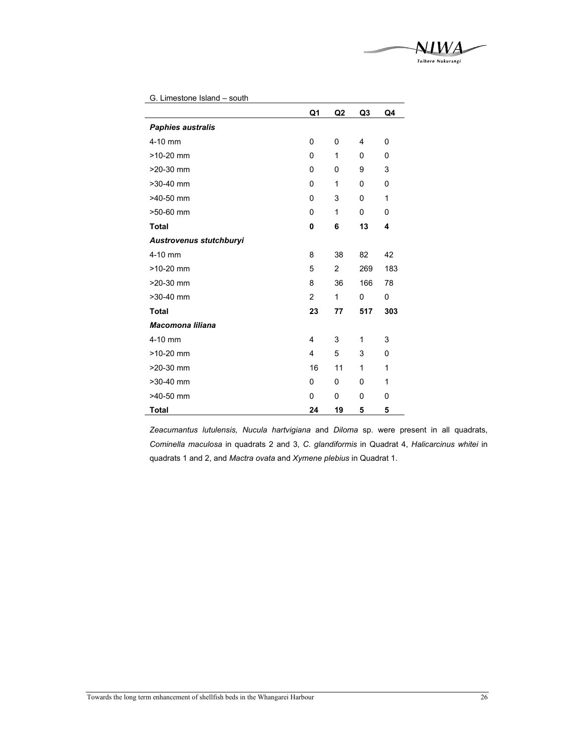G. Limestone Island – south

| | Q1 | Q2 | Q3 | Q4 |
|---|---|---|---|---|
| ***Paphies australis*** | | | | |
| 4-10 mm | 0 | 0 | 4 | 0 |
| >10-20 mm | 0 | 1 | 0 | 0 |
| >20-30 mm | 0 | 0 | 9 | 3 |
| >30-40 mm | 0 | 1 | 0 | 0 |
| >40-50 mm | 0 | 3 | 0 | 1 |
| >50-60 mm | 0 | 1 | 0 | 0 |
| **Total** | **0** | **6** | **13** | **4** |
| ***Austrovenus stutchburyi*** | | | | |
| 4-10 mm | 8 | 38 | 82 | 42 |
| >10-20 mm | 5 | 2 | 269 | 183 |
| >20-30 mm | 8 | 36 | 166 | 78 |
| >30-40 mm | 2 | 1 | 0 | 0 |
| **Total** | **23** | **77** | **517** | **303** |
| ***Macomona liliana*** | | | | |
| 4-10 mm | 4 | 3 | 1 | 3 |
| >10-20 mm | 4 | 5 | 3 | 0 |
| >20-30 mm | 16 | 11 | 1 | 1 |
| >30-40 mm | 0 | 0 | 0 | 1 |
| >40-50 mm | 0 | 0 | 0 | 0 |
| **Total** | **24** | **19** | **5** | **5** |

*Zeacumantus lutulensis, Nucula hartvigiana* and *Diloma* sp. were present in all quadrats, *Cominella maculosa* in quadrats 2 and 3, *C. glandiformis* in Quadrat 4, *Halicarcinus whitei* in quadrats 1 and 2, and *Mactra ovata* and *Xymene plebius* in Quadrat 1.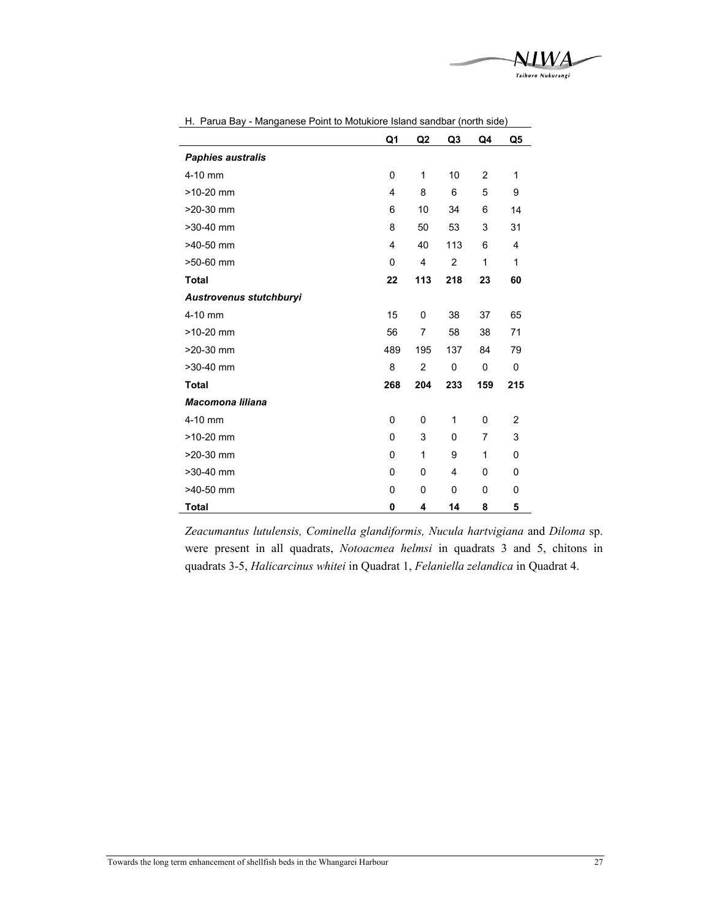H. Parua Bay - Manganese Point to Motukiore Island sandbar (north side)

| | Q1 | Q2 | Q3 | Q4 | Q5 |
|---|---|---|---|---|---|
| ***Paphies australis*** | | | | | |
| 4-10 mm | 0 | 1 | 10 | 2 | 1 |
| >10-20 mm | 4 | 8 | 6 | 5 | 9 |
| >20-30 mm | 6 | 10 | 34 | 6 | 14 |
| >30-40 mm | 8 | 50 | 53 | 3 | 31 |
| >40-50 mm | 4 | 40 | 113 | 6 | 4 |
| >50-60 mm | 0 | 4 | 2 | 1 | 1 |
| **Total** | **22** | **113** | **218** | **23** | **60** |
| ***Austrovenus stutchburyi*** | | | | | |
| 4-10 mm | 15 | 0 | 38 | 37 | 65 |
| >10-20 mm | 56 | 7 | 58 | 38 | 71 |
| >20-30 mm | 489 | 195 | 137 | 84 | 79 |
| >30-40 mm | 8 | 2 | 0 | 0 | 0 |
| **Total** | **268** | **204** | **233** | **159** | **215** |
| ***Macomona liliana*** | | | | | |
| 4-10 mm | 0 | 0 | 1 | 0 | 2 |
| >10-20 mm | 0 | 3 | 0 | 7 | 3 |
| >20-30 mm | 0 | 1 | 9 | 1 | 0 |
| >30-40 mm | 0 | 0 | 4 | 0 | 0 |
| >40-50 mm | 0 | 0 | 0 | 0 | 0 |
| **Total** | **0** | **4** | **14** | **8** | **5** |

*Zeacumantus lutulensis, Cominella glandiformis, Nucula hartvigiana* and *Diloma* sp. were present in all quadrats, *Notoacmea helmsi* in quadrats 3 and 5, chitons in quadrats 3-5, *Halicarcinus whitei* in Quadrat 1, *Felaniella zelandica* in Quadrat 4.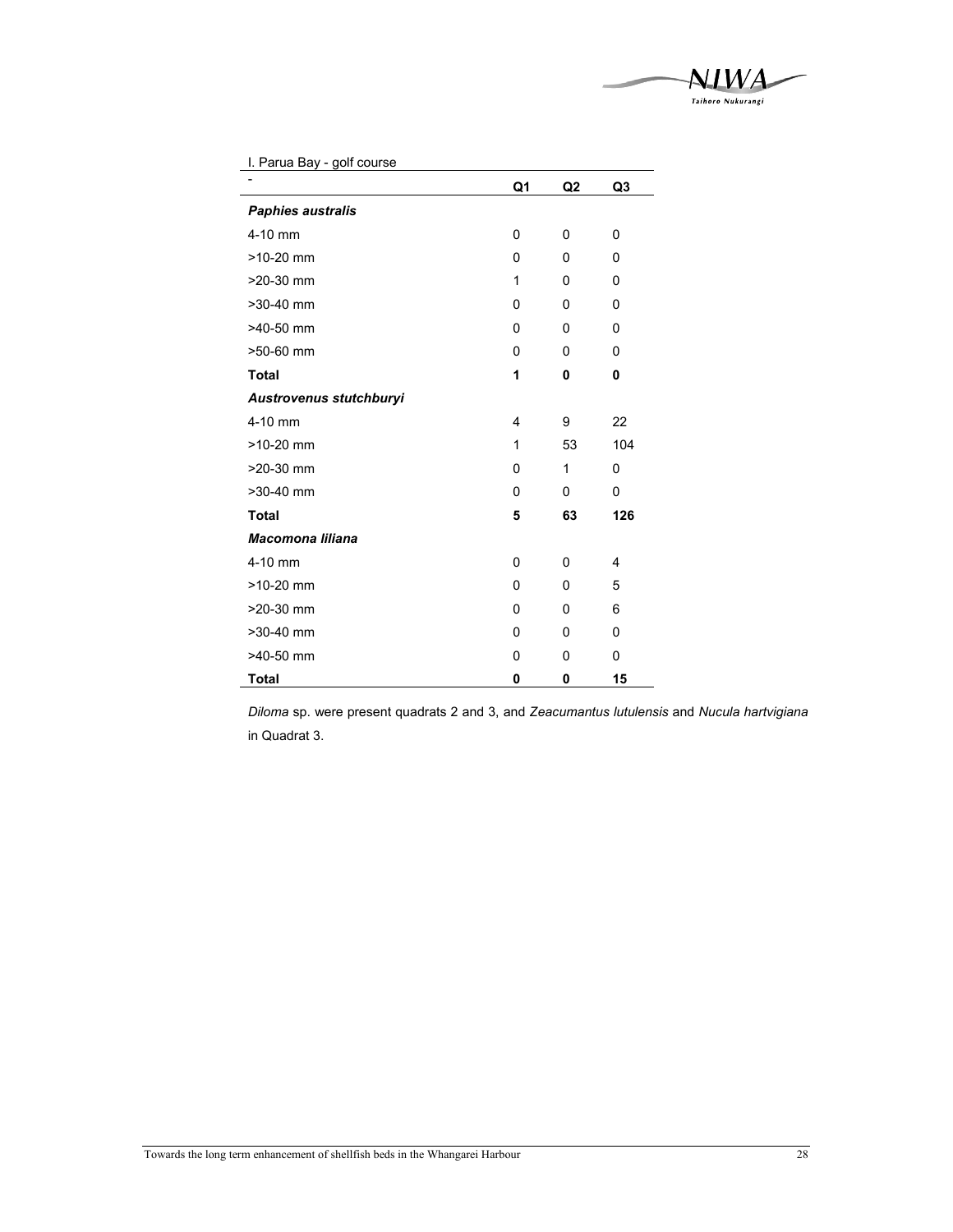I. Parua Bay - golf course

| - | Q1 | Q2 | Q3 |
|---|---|---|---|
| ***Paphies australis*** | | | |
| 4-10 mm | 0 | 0 | 0 |
| >10-20 mm | 0 | 0 | 0 |
| >20-30 mm | 1 | 0 | 0 |
| >30-40 mm | 0 | 0 | 0 |
| >40-50 mm | 0 | 0 | 0 |
| >50-60 mm | 0 | 0 | 0 |
| **Total** | **1** | **0** | **0** |
| ***Austrovenus stutchburyi*** | | | |
| 4-10 mm | 4 | 9 | 22 |
| >10-20 mm | 1 | 53 | 104 |
| >20-30 mm | 0 | 1 | 0 |
| >30-40 mm | 0 | 0 | 0 |
| **Total** | **5** | **63** | **126** |
| ***Macomona liliana*** | | | |
| 4-10 mm | 0 | 0 | 4 |
| >10-20 mm | 0 | 0 | 5 |
| >20-30 mm | 0 | 0 | 6 |
| >30-40 mm | 0 | 0 | 0 |
| >40-50 mm | 0 | 0 | 0 |
| **Total** | **0** | **0** | **15** |

*Diloma* sp. were present quadrats 2 and 3, and *Zeacumantus lutulensis* and *Nucula hartvigiana* in Quadrat 3.